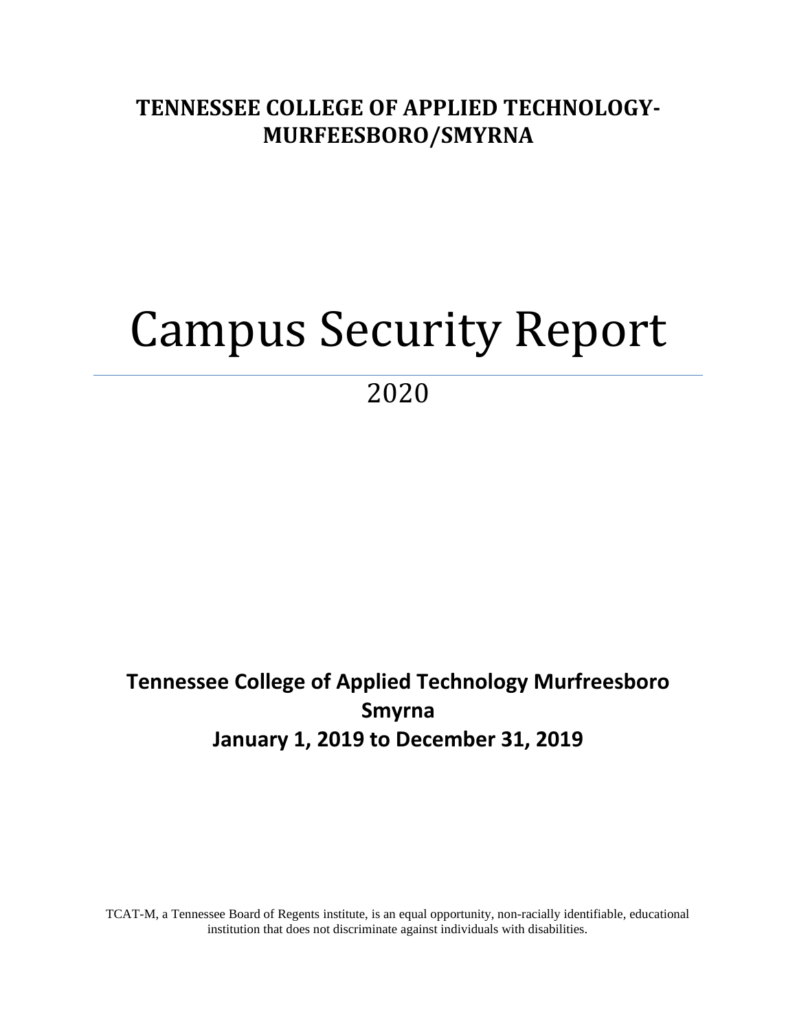**TENNESSEE COLLEGE OF APPLIED TECHNOLOGY-MURFEESBORO/SMYRNA**

# Campus Security Report

## 2020

**Tennessee College of Applied Technology Murfreesboro Smyrna**
**January 1, 2019 to December 31, 2019**

TCAT-M, a Tennessee Board of Regents institute, is an equal opportunity, non-racially identifiable, educational institution that does not discriminate against individuals with disabilities.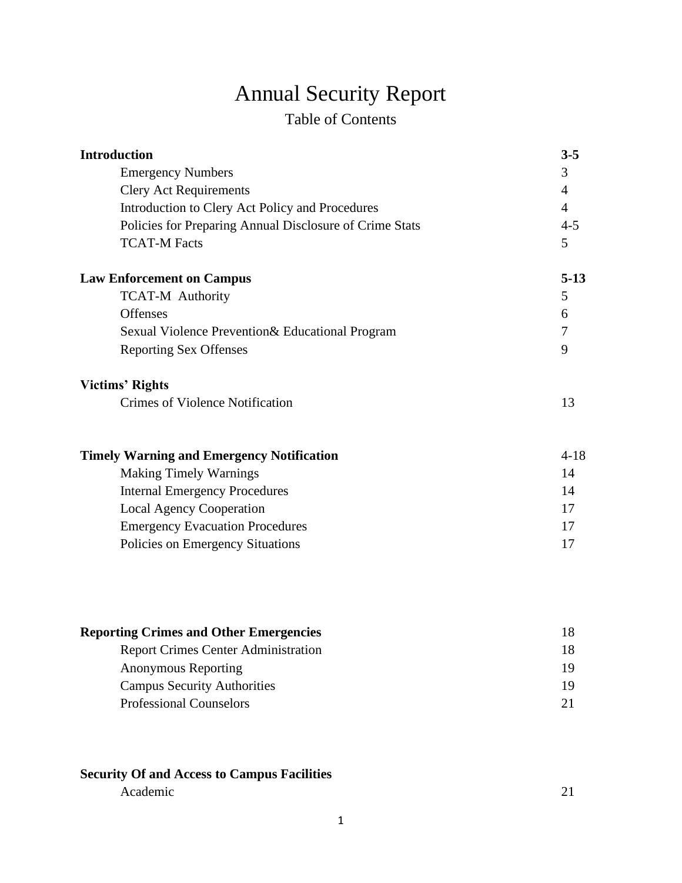# Annual Security Report

## Table of Contents

| | |
|---|---|
| **Introduction** | **3-5** |
| Emergency Numbers | 3 |
| Clery Act Requirements | 4 |
| Introduction to Clery Act Policy and Procedures | 4 |
| Policies for Preparing Annual Disclosure of Crime Stats | 4-5 |
| TCAT-M Facts | 5 |
| **Law Enforcement on Campus** | **5-13** |
| TCAT-M Authority | 5 |
| Offenses | 6 |
| Sexual Violence Prevention& Educational Program | 7 |
| Reporting Sex Offenses | 9 |
| **Victims' Rights** | |
| Crimes of Violence Notification | 13 |
| **Timely Warning and Emergency Notification** | 4-18 |
| Making Timely Warnings | 14 |
| Internal Emergency Procedures | 14 |
| Local Agency Cooperation | 17 |
| Emergency Evacuation Procedures | 17 |
| Policies on Emergency Situations | 17 |
| **Reporting Crimes and Other Emergencies** | 18 |
| Report Crimes Center Administration | 18 |
| Anonymous Reporting | 19 |
| Campus Security Authorities | 19 |
| Professional Counselors | 21 |
| **Security Of and Access to Campus Facilities** | |
| Academic | 21 |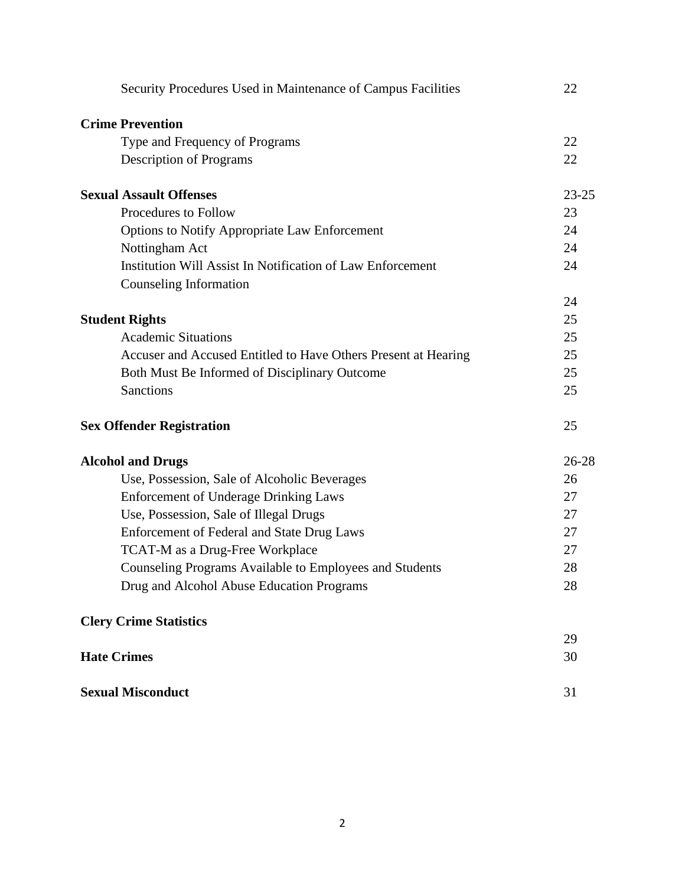| | |
|---|---|
| Security Procedures Used in Maintenance of Campus Facilities | 22 |
| **Crime Prevention** | |
| Type and Frequency of Programs | 22 |
| Description of Programs | 22 |
| **Sexual Assault Offenses** | 23-25 |
| Procedures to Follow | 23 |
| Options to Notify Appropriate Law Enforcement | 24 |
| Nottingham Act | 24 |
| Institution Will Assist In Notification of Law Enforcement | 24 |
| Counseling Information | 24 |
| **Student Rights** | 25 |
| Academic Situations | 25 |
| Accuser and Accused Entitled to Have Others Present at Hearing | 25 |
| Both Must Be Informed of Disciplinary Outcome | 25 |
| Sanctions | 25 |
| **Sex Offender Registration** | 25 |
| **Alcohol and Drugs** | 26-28 |
| Use, Possession, Sale of Alcoholic Beverages | 26 |
| Enforcement of Underage Drinking Laws | 27 |
| Use, Possession, Sale of Illegal Drugs | 27 |
| Enforcement of Federal and State Drug Laws | 27 |
| TCAT-M as a Drug-Free Workplace | 27 |
| Counseling Programs Available to Employees and Students | 28 |
| Drug and Alcohol Abuse Education Programs | 28 |
| **Clery Crime Statistics** | 29 |
| **Hate Crimes** | 30 |
| **Sexual Misconduct** | 31 |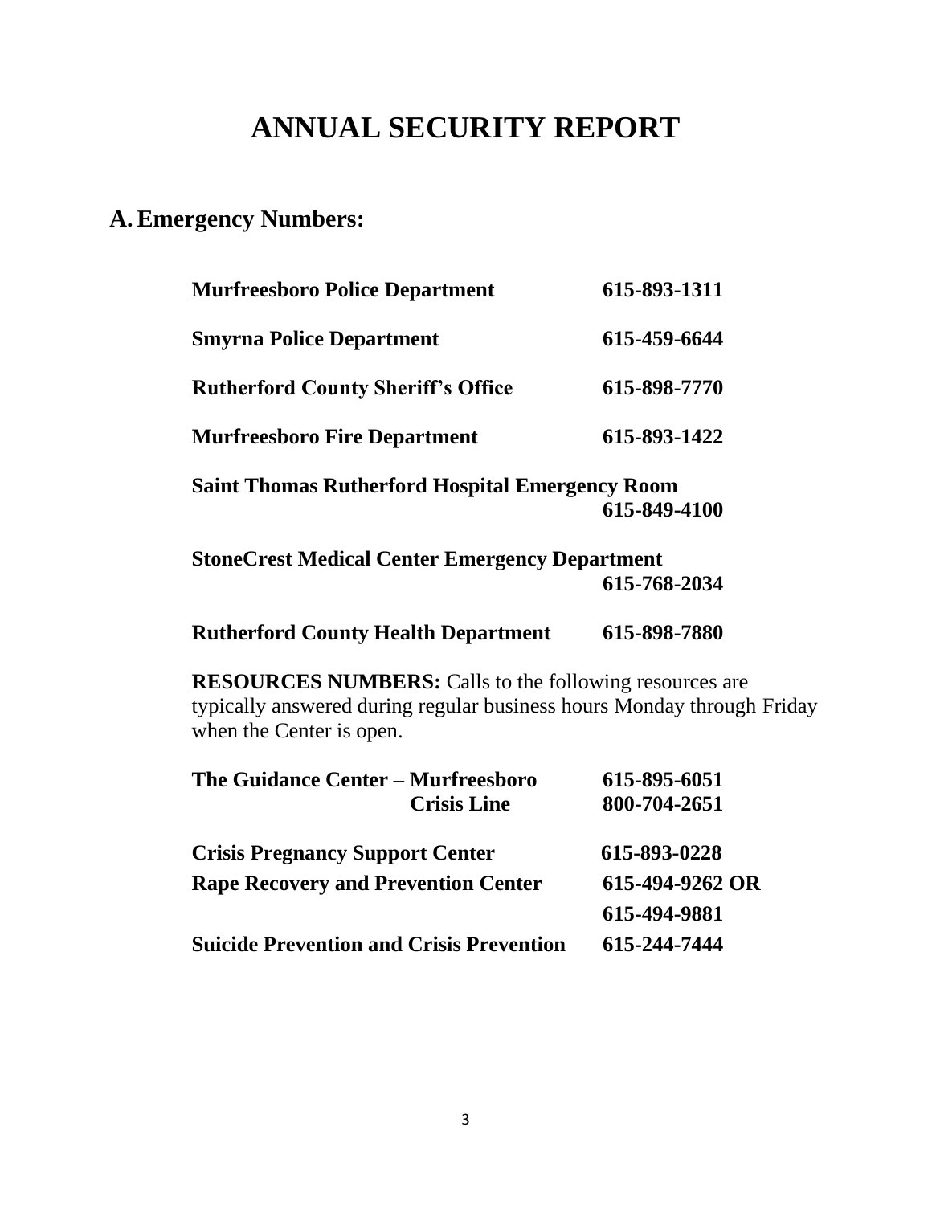# ANNUAL SECURITY REPORT

## A. Emergency Numbers:

| | |
|---|---|
| **Murfreesboro Police Department** | **615-893-1311** |
| **Smyrna Police Department** | **615-459-6644** |
| **Rutherford County Sheriff's Office** | **615-898-7770** |
| **Murfreesboro Fire Department** | **615-893-1422** |
| **Saint Thomas Rutherford Hospital Emergency Room** | **615-849-4100** |
| **StoneCrest Medical Center Emergency Department** | **615-768-2034** |
| **Rutherford County Health Department** | **615-898-7880** |

**RESOURCES NUMBERS:** Calls to the following resources are typically answered during regular business hours Monday through Friday when the Center is open.

| | |
|---|---|
| **The Guidance Center – Murfreesboro** | **615-895-6051** |
| **Crisis Line** | **800-704-2651** |
| **Crisis Pregnancy Support Center** | **615-893-0228** |
| **Rape Recovery and Prevention Center** | **615-494-9262 OR** |
| | **615-494-9881** |
| **Suicide Prevention and Crisis Prevention** | **615-244-7444** |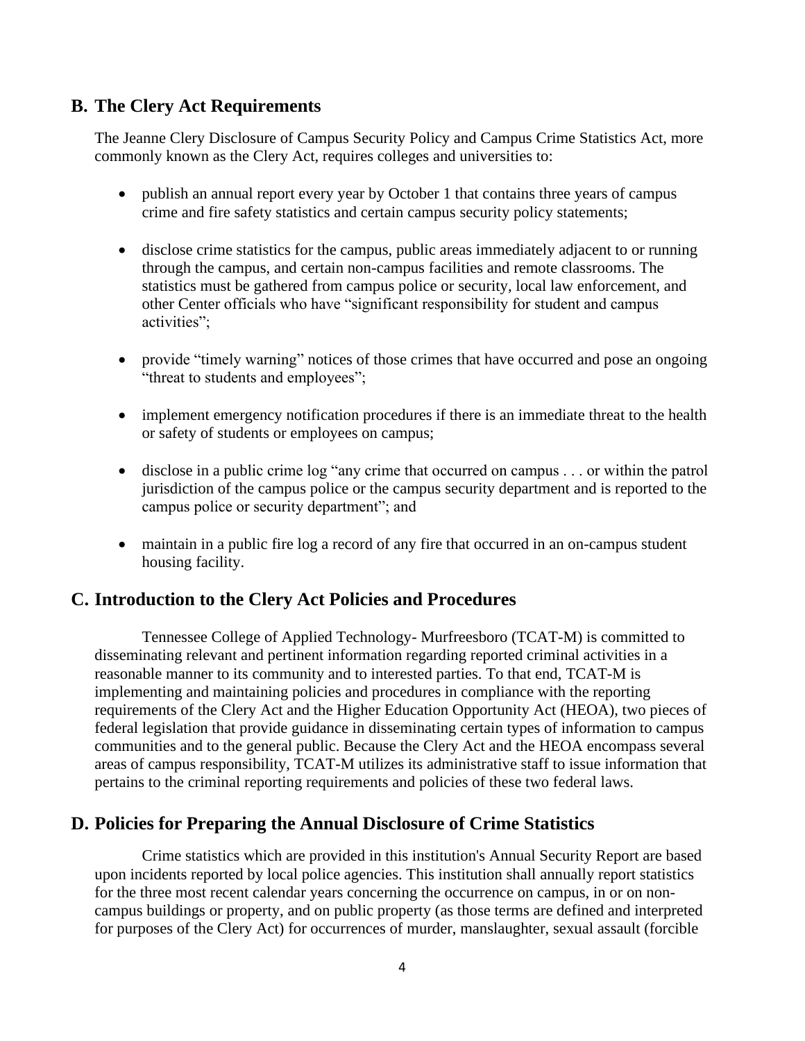## B. The Clery Act Requirements

The Jeanne Clery Disclosure of Campus Security Policy and Campus Crime Statistics Act, more commonly known as the Clery Act, requires colleges and universities to:

- publish an annual report every year by October 1 that contains three years of campus crime and fire safety statistics and certain campus security policy statements;
- disclose crime statistics for the campus, public areas immediately adjacent to or running through the campus, and certain non-campus facilities and remote classrooms. The statistics must be gathered from campus police or security, local law enforcement, and other Center officials who have "significant responsibility for student and campus activities";
- provide "timely warning" notices of those crimes that have occurred and pose an ongoing "threat to students and employees";
- implement emergency notification procedures if there is an immediate threat to the health or safety of students or employees on campus;
- disclose in a public crime log "any crime that occurred on campus . . . or within the patrol jurisdiction of the campus police or the campus security department and is reported to the campus police or security department"; and
- maintain in a public fire log a record of any fire that occurred in an on-campus student housing facility.

## C. Introduction to the Clery Act Policies and Procedures

Tennessee College of Applied Technology- Murfreesboro (TCAT-M) is committed to disseminating relevant and pertinent information regarding reported criminal activities in a reasonable manner to its community and to interested parties. To that end, TCAT-M is implementing and maintaining policies and procedures in compliance with the reporting requirements of the Clery Act and the Higher Education Opportunity Act (HEOA), two pieces of federal legislation that provide guidance in disseminating certain types of information to campus communities and to the general public. Because the Clery Act and the HEOA encompass several areas of campus responsibility, TCAT-M utilizes its administrative staff to issue information that pertains to the criminal reporting requirements and policies of these two federal laws.

## D. Policies for Preparing the Annual Disclosure of Crime Statistics

Crime statistics which are provided in this institution's Annual Security Report are based upon incidents reported by local police agencies. This institution shall annually report statistics for the three most recent calendar years concerning the occurrence on campus, in or on non-campus buildings or property, and on public property (as those terms are defined and interpreted for purposes of the Clery Act) for occurrences of murder, manslaughter, sexual assault (forcible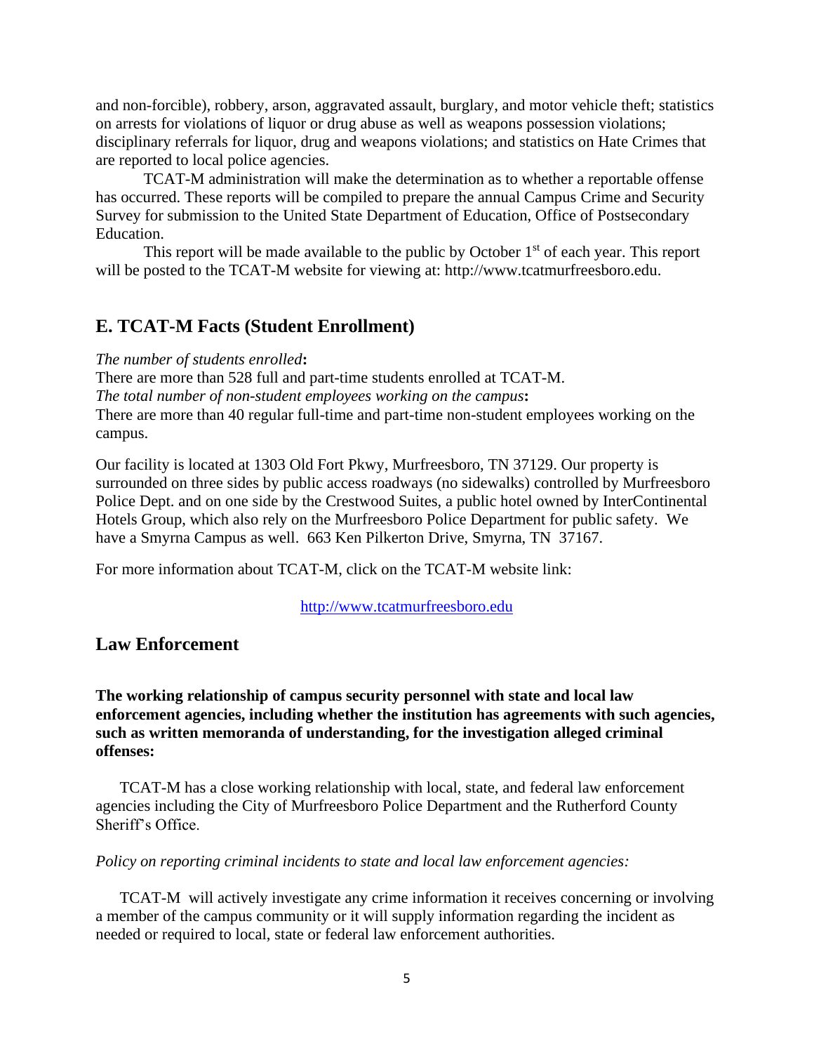and non-forcible), robbery, arson, aggravated assault, burglary, and motor vehicle theft; statistics on arrests for violations of liquor or drug abuse as well as weapons possession violations; disciplinary referrals for liquor, drug and weapons violations; and statistics on Hate Crimes that are reported to local police agencies.

TCAT-M administration will make the determination as to whether a reportable offense has occurred. These reports will be compiled to prepare the annual Campus Crime and Security Survey for submission to the United State Department of Education, Office of Postsecondary Education.

This report will be made available to the public by October 1st of each year. This report will be posted to the TCAT-M website for viewing at: http://www.tcatmurfreesboro.edu.

## E. TCAT-M Facts (Student Enrollment)

*The number of students enrolled***:**
There are more than 528 full and part-time students enrolled at TCAT-M.
*The total number of non-student employees working on the campus***:**
There are more than 40 regular full-time and part-time non-student employees working on the campus.

Our facility is located at 1303 Old Fort Pkwy, Murfreesboro, TN 37129. Our property is surrounded on three sides by public access roadways (no sidewalks) controlled by Murfreesboro Police Dept. and on one side by the Crestwood Suites, a public hotel owned by InterContinental Hotels Group, which also rely on the Murfreesboro Police Department for public safety. We have a Smyrna Campus as well. 663 Ken Pilkerton Drive, Smyrna, TN 37167.

For more information about TCAT-M, click on the TCAT-M website link:

http://www.tcatmurfreesboro.edu

## Law Enforcement

**The working relationship of campus security personnel with state and local law enforcement agencies, including whether the institution has agreements with such agencies, such as written memoranda of understanding, for the investigation alleged criminal offenses:**

TCAT-M has a close working relationship with local, state, and federal law enforcement agencies including the City of Murfreesboro Police Department and the Rutherford County Sheriff's Office.

*Policy on reporting criminal incidents to state and local law enforcement agencies:*

TCAT-M will actively investigate any crime information it receives concerning or involving a member of the campus community or it will supply information regarding the incident as needed or required to local, state or federal law enforcement authorities.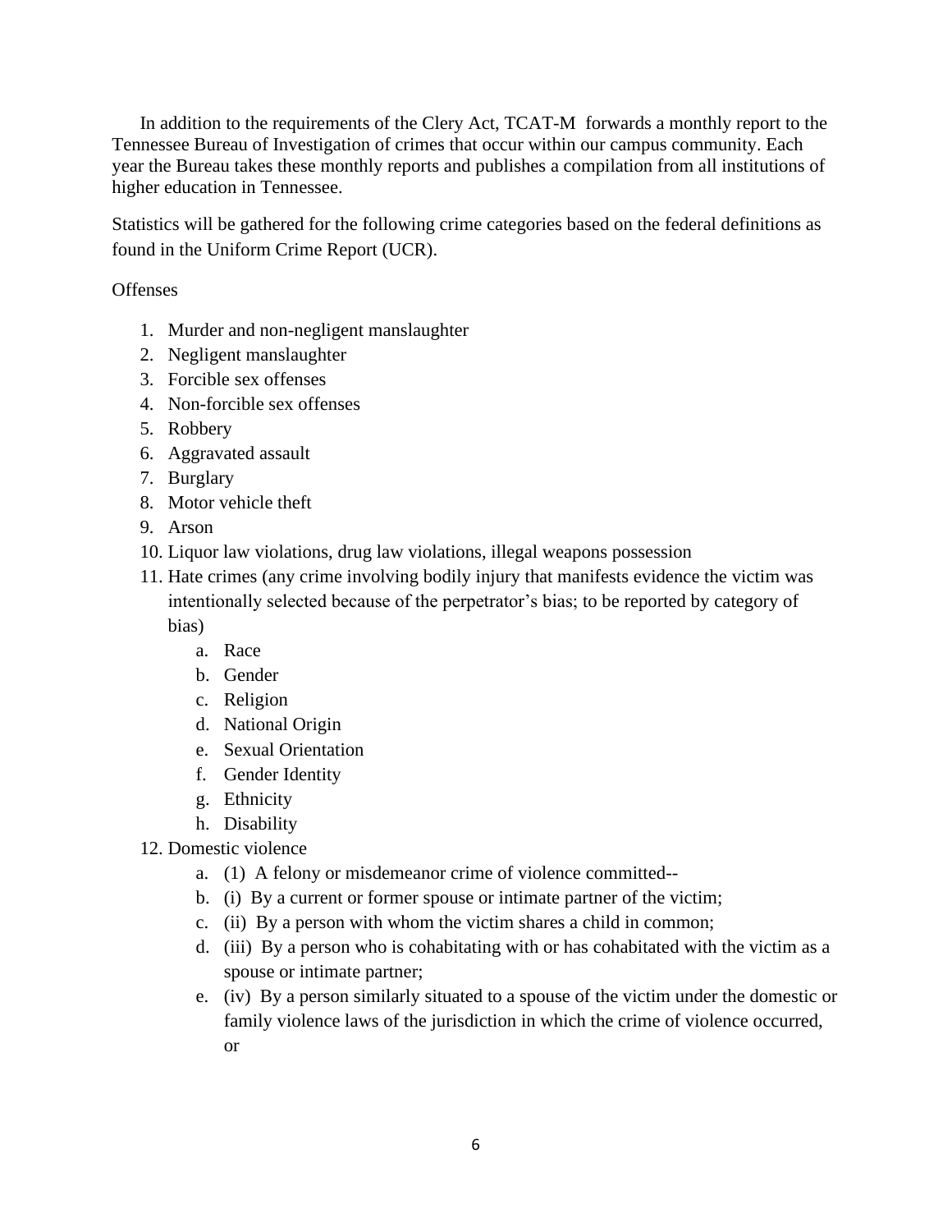In addition to the requirements of the Clery Act, TCAT-M forwards a monthly report to the Tennessee Bureau of Investigation of crimes that occur within our campus community. Each year the Bureau takes these monthly reports and publishes a compilation from all institutions of higher education in Tennessee.

Statistics will be gathered for the following crime categories based on the federal definitions as found in the Uniform Crime Report (UCR).

Offenses

1. Murder and non-negligent manslaughter
2. Negligent manslaughter
3. Forcible sex offenses
4. Non-forcible sex offenses
5. Robbery
6. Aggravated assault
7. Burglary
8. Motor vehicle theft
9. Arson
10. Liquor law violations, drug law violations, illegal weapons possession
11. Hate crimes (any crime involving bodily injury that manifests evidence the victim was intentionally selected because of the perpetrator's bias; to be reported by category of bias)
    a. Race
    b. Gender
    c. Religion
    d. National Origin
    e. Sexual Orientation
    f. Gender Identity
    g. Ethnicity
    h. Disability
12. Domestic violence
    a. (1) A felony or misdemeanor crime of violence committed--
    b. (i) By a current or former spouse or intimate partner of the victim;
    c. (ii) By a person with whom the victim shares a child in common;
    d. (iii) By a person who is cohabitating with or has cohabitated with the victim as a spouse or intimate partner;
    e. (iv) By a person similarly situated to a spouse of the victim under the domestic or family violence laws of the jurisdiction in which the crime of violence occurred, or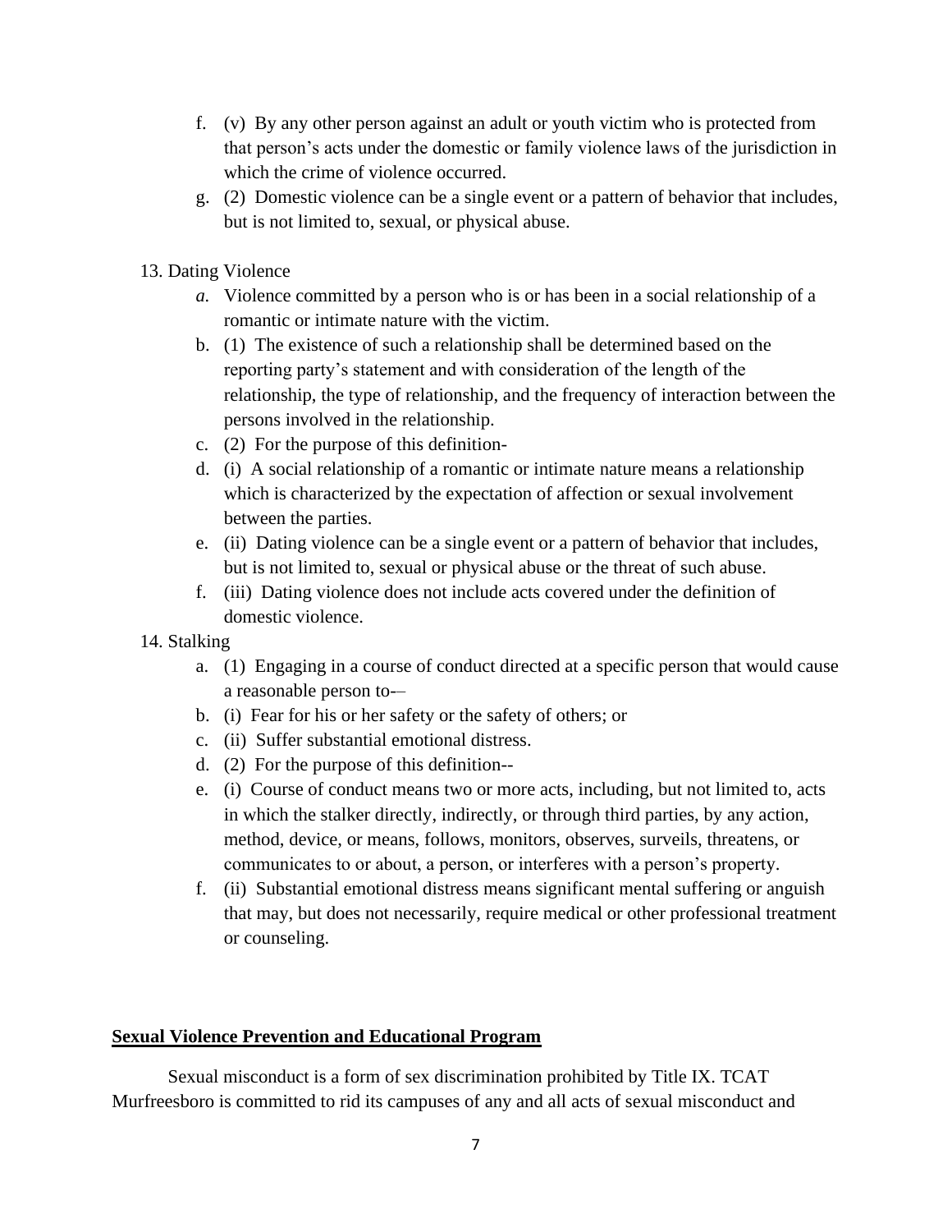f. (v) By any other person against an adult or youth victim who is protected from that person's acts under the domestic or family violence laws of the jurisdiction in which the crime of violence occurred.
g. (2) Domestic violence can be a single event or a pattern of behavior that includes, but is not limited to, sexual, or physical abuse.

13. Dating Violence
    *a.* Violence committed by a person who is or has been in a social relationship of a romantic or intimate nature with the victim.
    b. (1) The existence of such a relationship shall be determined based on the reporting party's statement and with consideration of the length of the relationship, the type of relationship, and the frequency of interaction between the persons involved in the relationship.
    c. (2) For the purpose of this definition-
    d. (i) A social relationship of a romantic or intimate nature means a relationship which is characterized by the expectation of affection or sexual involvement between the parties.
    e. (ii) Dating violence can be a single event or a pattern of behavior that includes, but is not limited to, sexual or physical abuse or the threat of such abuse.
    f. (iii) Dating violence does not include acts covered under the definition of domestic violence.
14. Stalking
    a. (1) Engaging in a course of conduct directed at a specific person that would cause a reasonable person to-–
    b. (i) Fear for his or her safety or the safety of others; or
    c. (ii) Suffer substantial emotional distress.
    d. (2) For the purpose of this definition--
    e. (i) Course of conduct means two or more acts, including, but not limited to, acts in which the stalker directly, indirectly, or through third parties, by any action, method, device, or means, follows, monitors, observes, surveils, threatens, or communicates to or about, a person, or interferes with a person's property.
    f. (ii) Substantial emotional distress means significant mental suffering or anguish that may, but does not necessarily, require medical or other professional treatment or counseling.

**Sexual Violence Prevention and Educational Program**

Sexual misconduct is a form of sex discrimination prohibited by Title IX. TCAT Murfreesboro is committed to rid its campuses of any and all acts of sexual misconduct and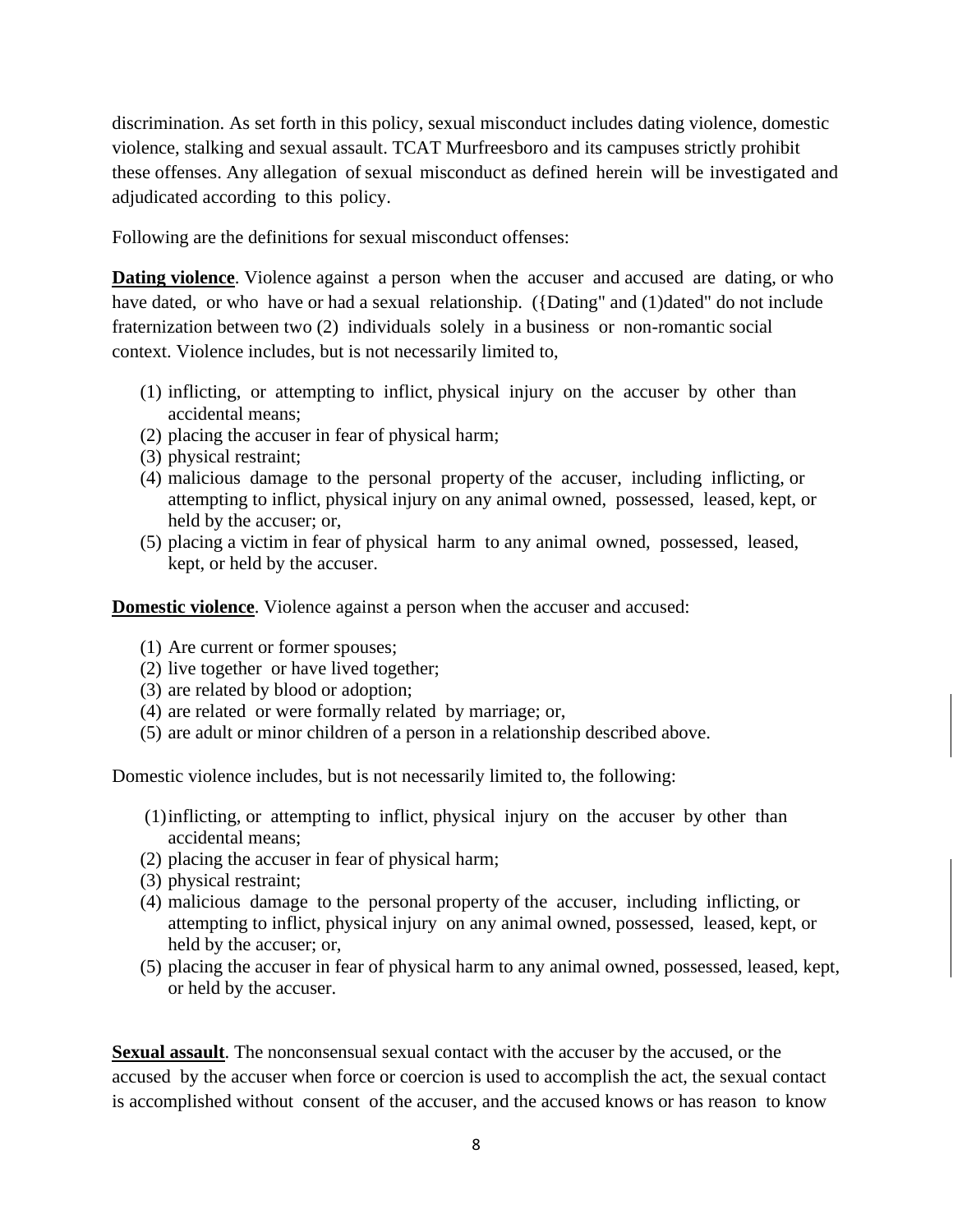discrimination. As set forth in this policy, sexual misconduct includes dating violence, domestic violence, stalking and sexual assault. TCAT Murfreesboro and its campuses strictly prohibit these offenses. Any allegation of sexual misconduct as defined herein will be investigated and adjudicated according to this policy.

Following are the definitions for sexual misconduct offenses:

**Dating violence**. Violence against a person when the accuser and accused are dating, or who have dated, or who have or had a sexual relationship. ({Dating" and (1)dated" do not include fraternization between two (2) individuals solely in a business or non-romantic social context. Violence includes, but is not necessarily limited to,

(1) inflicting, or attempting to inflict, physical injury on the accuser by other than accidental means;
(2) placing the accuser in fear of physical harm;
(3) physical restraint;
(4) malicious damage to the personal property of the accuser, including inflicting, or attempting to inflict, physical injury on any animal owned, possessed, leased, kept, or held by the accuser; or,
(5) placing a victim in fear of physical harm to any animal owned, possessed, leased, kept, or held by the accuser.

**Domestic violence**. Violence against a person when the accuser and accused:

(1) Are current or former spouses;
(2) live together or have lived together;
(3) are related by blood or adoption;
(4) are related or were formally related by marriage; or,
(5) are adult or minor children of a person in a relationship described above.

Domestic violence includes, but is not necessarily limited to, the following:

(1) inflicting, or attempting to inflict, physical injury on the accuser by other than accidental means;
(2) placing the accuser in fear of physical harm;
(3) physical restraint;
(4) malicious damage to the personal property of the accuser, including inflicting, or attempting to inflict, physical injury on any animal owned, possessed, leased, kept, or held by the accuser; or,
(5) placing the accuser in fear of physical harm to any animal owned, possessed, leased, kept, or held by the accuser.

**Sexual assault**. The nonconsensual sexual contact with the accuser by the accused, or the accused by the accuser when force or coercion is used to accomplish the act, the sexual contact is accomplished without consent of the accuser, and the accused knows or has reason to know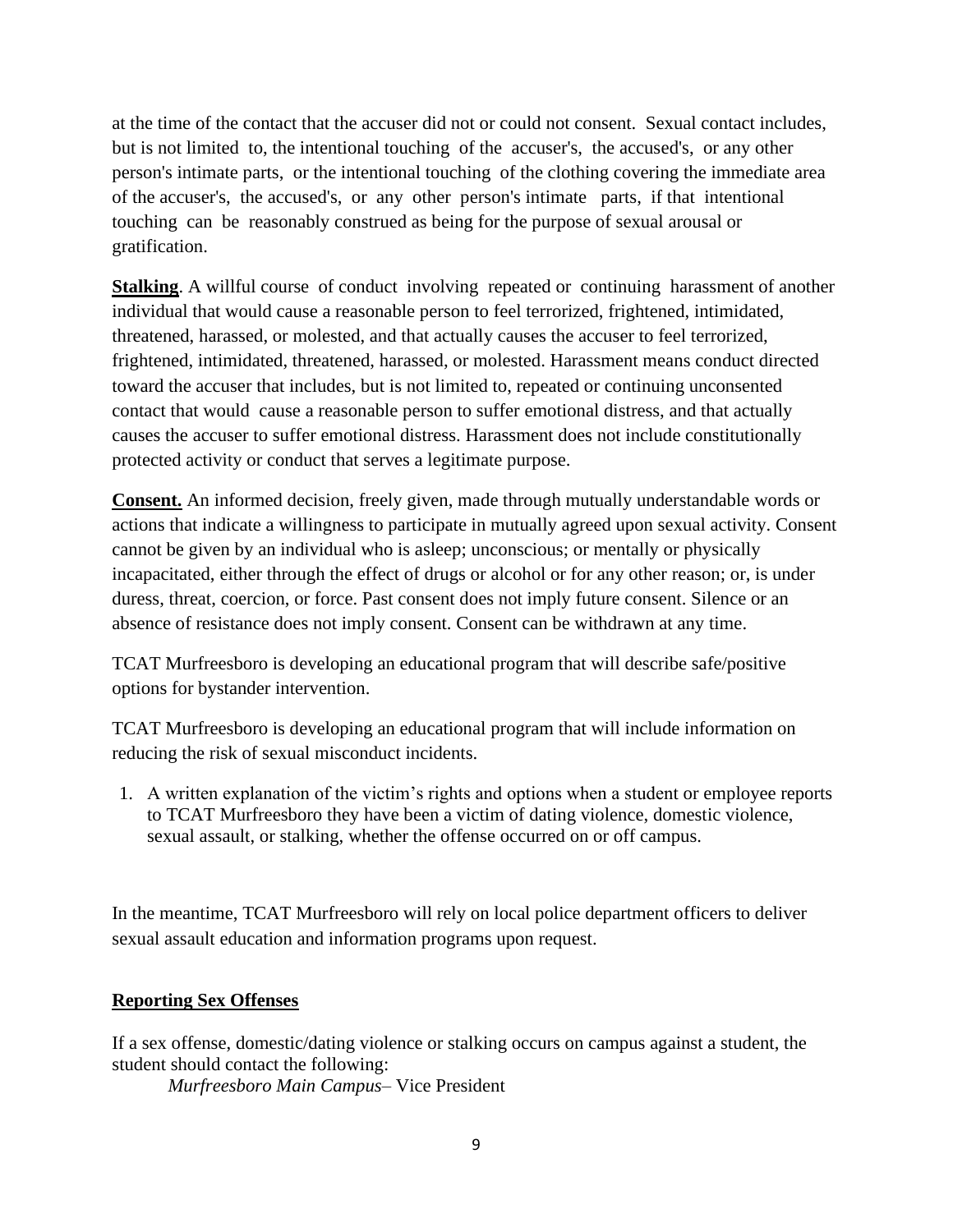at the time of the contact that the accuser did not or could not consent. Sexual contact includes, but is not limited to, the intentional touching of the accuser's, the accused's, or any other person's intimate parts, or the intentional touching of the clothing covering the immediate area of the accuser's, the accused's, or any other person's intimate parts, if that intentional touching can be reasonably construed as being for the purpose of sexual arousal or gratification.

**Stalking**. A willful course of conduct involving repeated or continuing harassment of another individual that would cause a reasonable person to feel terrorized, frightened, intimidated, threatened, harassed, or molested, and that actually causes the accuser to feel terrorized, frightened, intimidated, threatened, harassed, or molested. Harassment means conduct directed toward the accuser that includes, but is not limited to, repeated or continuing unconsented contact that would cause a reasonable person to suffer emotional distress, and that actually causes the accuser to suffer emotional distress. Harassment does not include constitutionally protected activity or conduct that serves a legitimate purpose.

**Consent.** An informed decision, freely given, made through mutually understandable words or actions that indicate a willingness to participate in mutually agreed upon sexual activity. Consent cannot be given by an individual who is asleep; unconscious; or mentally or physically incapacitated, either through the effect of drugs or alcohol or for any other reason; or, is under duress, threat, coercion, or force. Past consent does not imply future consent. Silence or an absence of resistance does not imply consent. Consent can be withdrawn at any time.

TCAT Murfreesboro is developing an educational program that will describe safe/positive options for bystander intervention.

TCAT Murfreesboro is developing an educational program that will include information on reducing the risk of sexual misconduct incidents.

1. A written explanation of the victim's rights and options when a student or employee reports to TCAT Murfreesboro they have been a victim of dating violence, domestic violence, sexual assault, or stalking, whether the offense occurred on or off campus.

In the meantime, TCAT Murfreesboro will rely on local police department officers to deliver sexual assault education and information programs upon request.

**Reporting Sex Offenses**

If a sex offense, domestic/dating violence or stalking occurs on campus against a student, the student should contact the following:

*Murfreesboro Main Campus*– Vice President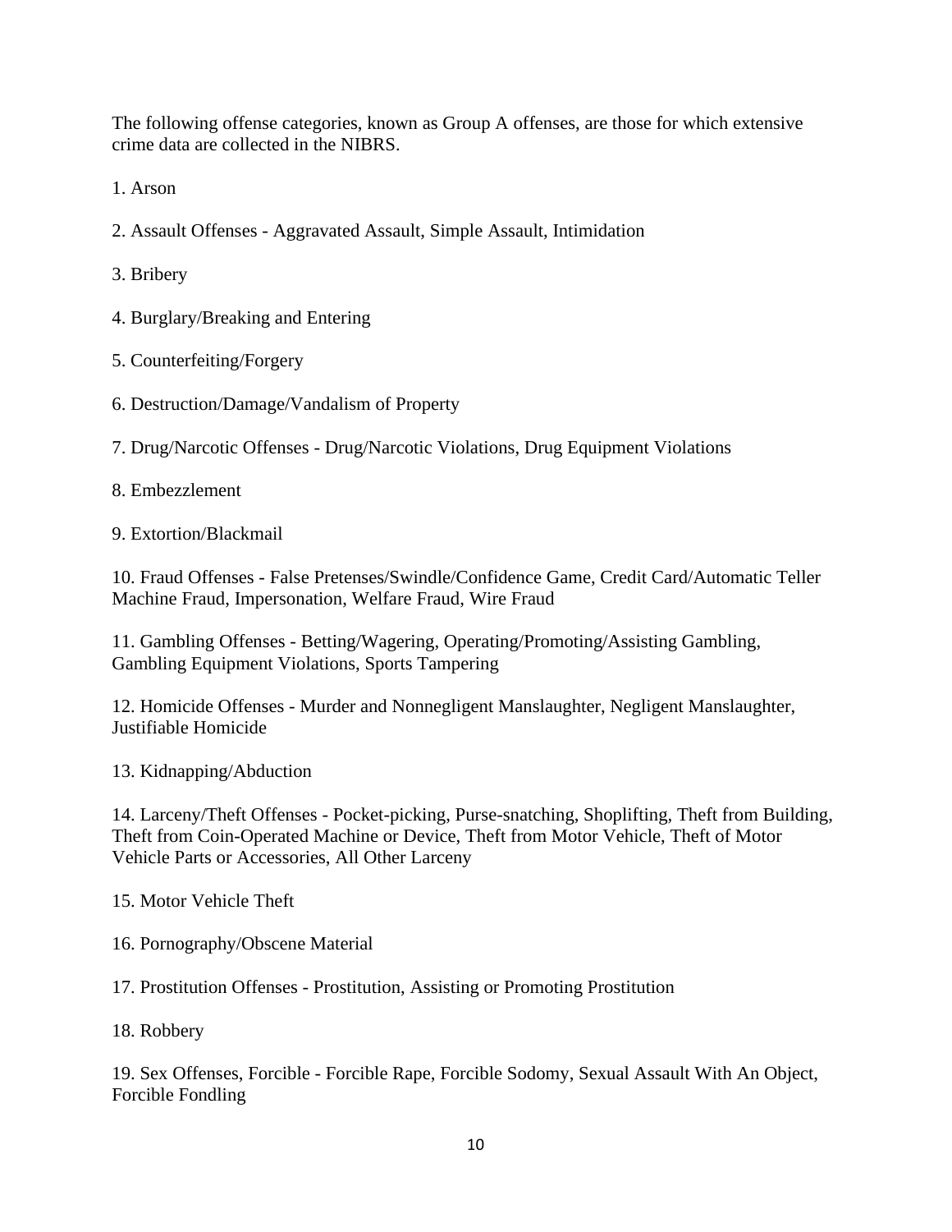The following offense categories, known as Group A offenses, are those for which extensive crime data are collected in the NIBRS.

1. Arson

2. Assault Offenses - Aggravated Assault, Simple Assault, Intimidation

3. Bribery

4. Burglary/Breaking and Entering

5. Counterfeiting/Forgery

6. Destruction/Damage/Vandalism of Property

7. Drug/Narcotic Offenses - Drug/Narcotic Violations, Drug Equipment Violations

8. Embezzlement

9. Extortion/Blackmail

10. Fraud Offenses - False Pretenses/Swindle/Confidence Game, Credit Card/Automatic Teller Machine Fraud, Impersonation, Welfare Fraud, Wire Fraud

11. Gambling Offenses - Betting/Wagering, Operating/Promoting/Assisting Gambling, Gambling Equipment Violations, Sports Tampering

12. Homicide Offenses - Murder and Nonnegligent Manslaughter, Negligent Manslaughter, Justifiable Homicide

13. Kidnapping/Abduction

14. Larceny/Theft Offenses - Pocket-picking, Purse-snatching, Shoplifting, Theft from Building, Theft from Coin-Operated Machine or Device, Theft from Motor Vehicle, Theft of Motor Vehicle Parts or Accessories, All Other Larceny

15. Motor Vehicle Theft

16. Pornography/Obscene Material

17. Prostitution Offenses - Prostitution, Assisting or Promoting Prostitution

18. Robbery

19. Sex Offenses, Forcible - Forcible Rape, Forcible Sodomy, Sexual Assault With An Object, Forcible Fondling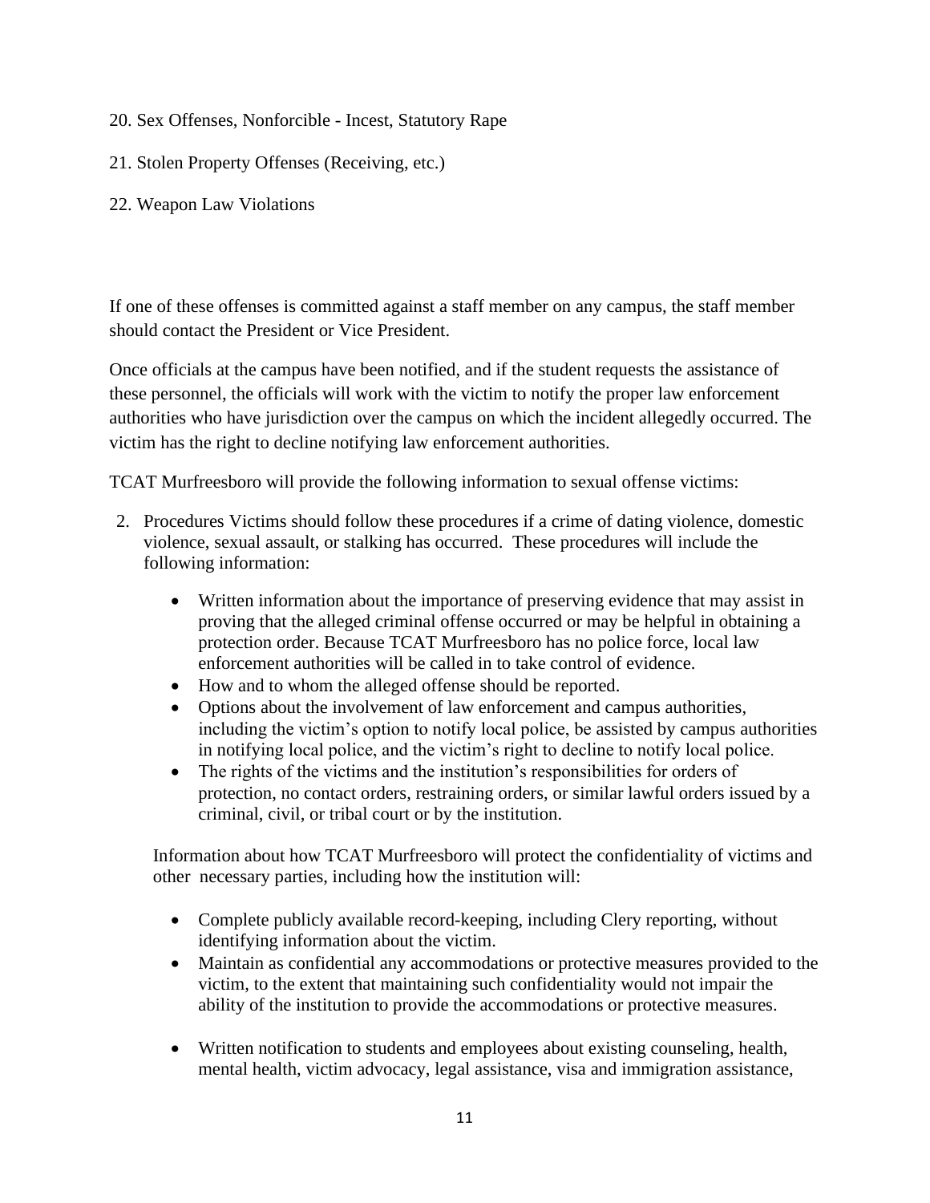20. Sex Offenses, Nonforcible - Incest, Statutory Rape

21. Stolen Property Offenses (Receiving, etc.)

22. Weapon Law Violations

If one of these offenses is committed against a staff member on any campus, the staff member should contact the President or Vice President.

Once officials at the campus have been notified, and if the student requests the assistance of these personnel, the officials will work with the victim to notify the proper law enforcement authorities who have jurisdiction over the campus on which the incident allegedly occurred. The victim has the right to decline notifying law enforcement authorities.

TCAT Murfreesboro will provide the following information to sexual offense victims:

2. Procedures Victims should follow these procedures if a crime of dating violence, domestic violence, sexual assault, or stalking has occurred. These procedures will include the following information:

   - Written information about the importance of preserving evidence that may assist in proving that the alleged criminal offense occurred or may be helpful in obtaining a protection order. Because TCAT Murfreesboro has no police force, local law enforcement authorities will be called in to take control of evidence.
   - How and to whom the alleged offense should be reported.
   - Options about the involvement of law enforcement and campus authorities, including the victim's option to notify local police, be assisted by campus authorities in notifying local police, and the victim's right to decline to notify local police.
   - The rights of the victims and the institution's responsibilities for orders of protection, no contact orders, restraining orders, or similar lawful orders issued by a criminal, civil, or tribal court or by the institution.

   Information about how TCAT Murfreesboro will protect the confidentiality of victims and other necessary parties, including how the institution will:

   - Complete publicly available record-keeping, including Clery reporting, without identifying information about the victim.
   - Maintain as confidential any accommodations or protective measures provided to the victim, to the extent that maintaining such confidentiality would not impair the ability of the institution to provide the accommodations or protective measures.

   - Written notification to students and employees about existing counseling, health, mental health, victim advocacy, legal assistance, visa and immigration assistance,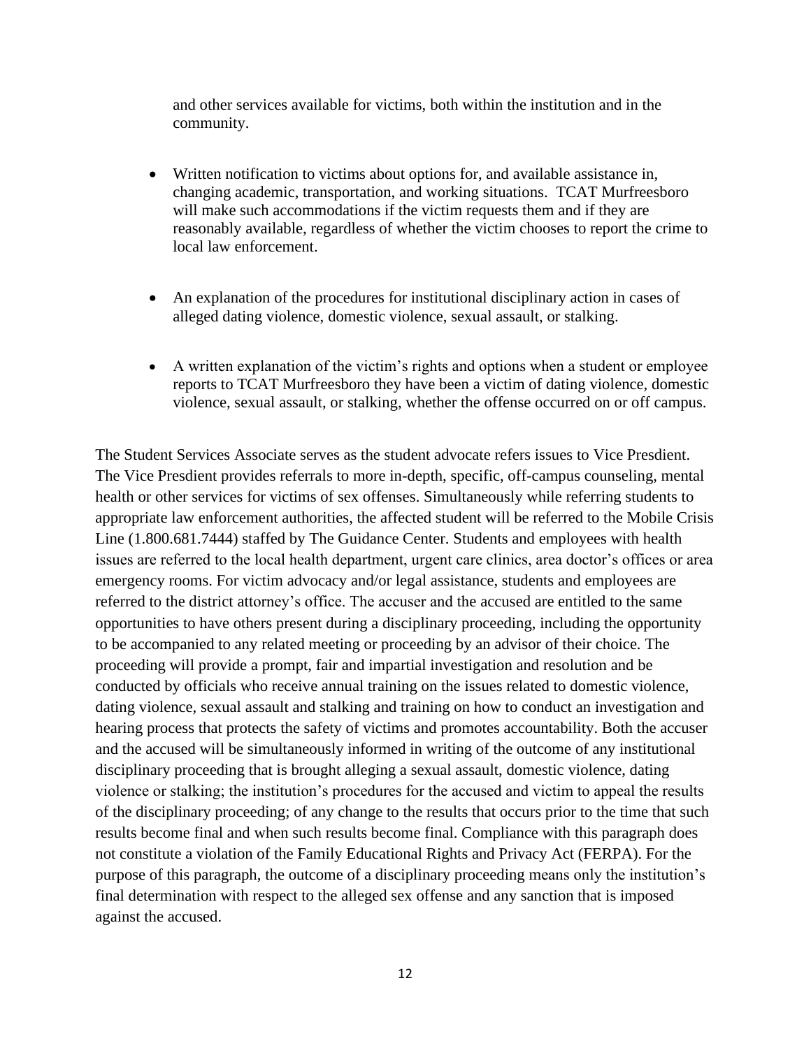and other services available for victims, both within the institution and in the community.

- Written notification to victims about options for, and available assistance in, changing academic, transportation, and working situations. TCAT Murfreesboro will make such accommodations if the victim requests them and if they are reasonably available, regardless of whether the victim chooses to report the crime to local law enforcement.

- An explanation of the procedures for institutional disciplinary action in cases of alleged dating violence, domestic violence, sexual assault, or stalking.

- A written explanation of the victim's rights and options when a student or employee reports to TCAT Murfreesboro they have been a victim of dating violence, domestic violence, sexual assault, or stalking, whether the offense occurred on or off campus.

The Student Services Associate serves as the student advocate refers issues to Vice Presdient. The Vice Presdient provides referrals to more in-depth, specific, off-campus counseling, mental health or other services for victims of sex offenses. Simultaneously while referring students to appropriate law enforcement authorities, the affected student will be referred to the Mobile Crisis Line (1.800.681.7444) staffed by The Guidance Center. Students and employees with health issues are referred to the local health department, urgent care clinics, area doctor's offices or area emergency rooms. For victim advocacy and/or legal assistance, students and employees are referred to the district attorney's office. The accuser and the accused are entitled to the same opportunities to have others present during a disciplinary proceeding, including the opportunity to be accompanied to any related meeting or proceeding by an advisor of their choice. The proceeding will provide a prompt, fair and impartial investigation and resolution and be conducted by officials who receive annual training on the issues related to domestic violence, dating violence, sexual assault and stalking and training on how to conduct an investigation and hearing process that protects the safety of victims and promotes accountability. Both the accuser and the accused will be simultaneously informed in writing of the outcome of any institutional disciplinary proceeding that is brought alleging a sexual assault, domestic violence, dating violence or stalking; the institution's procedures for the accused and victim to appeal the results of the disciplinary proceeding; of any change to the results that occurs prior to the time that such results become final and when such results become final. Compliance with this paragraph does not constitute a violation of the Family Educational Rights and Privacy Act (FERPA). For the purpose of this paragraph, the outcome of a disciplinary proceeding means only the institution's final determination with respect to the alleged sex offense and any sanction that is imposed against the accused.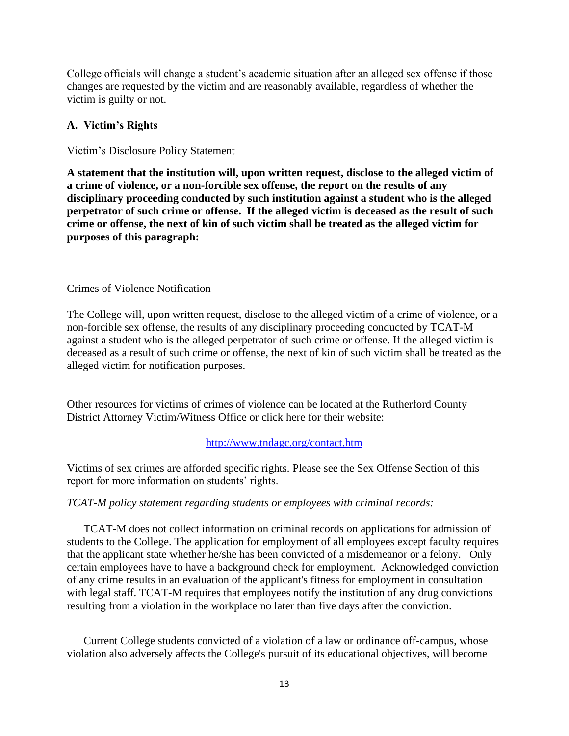College officials will change a student's academic situation after an alleged sex offense if those changes are requested by the victim and are reasonably available, regardless of whether the victim is guilty or not.

### A. Victim's Rights

Victim's Disclosure Policy Statement

**A statement that the institution will, upon written request, disclose to the alleged victim of a crime of violence, or a non-forcible sex offense, the report on the results of any disciplinary proceeding conducted by such institution against a student who is the alleged perpetrator of such crime or offense. If the alleged victim is deceased as the result of such crime or offense, the next of kin of such victim shall be treated as the alleged victim for purposes of this paragraph:**

Crimes of Violence Notification

The College will, upon written request, disclose to the alleged victim of a crime of violence, or a non-forcible sex offense, the results of any disciplinary proceeding conducted by TCAT-M against a student who is the alleged perpetrator of such crime or offense. If the alleged victim is deceased as a result of such crime or offense, the next of kin of such victim shall be treated as the alleged victim for notification purposes.

Other resources for victims of crimes of violence can be located at the Rutherford County District Attorney Victim/Witness Office or click here for their website:

http://www.tndagc.org/contact.htm

Victims of sex crimes are afforded specific rights. Please see the Sex Offense Section of this report for more information on students' rights.

*TCAT-M policy statement regarding students or employees with criminal records:*

TCAT-M does not collect information on criminal records on applications for admission of students to the College. The application for employment of all employees except faculty requires that the applicant state whether he/she has been convicted of a misdemeanor or a felony. Only certain employees have to have a background check for employment. Acknowledged conviction of any crime results in an evaluation of the applicant's fitness for employment in consultation with legal staff. TCAT-M requires that employees notify the institution of any drug convictions resulting from a violation in the workplace no later than five days after the conviction.

Current College students convicted of a violation of a law or ordinance off-campus, whose violation also adversely affects the College's pursuit of its educational objectives, will become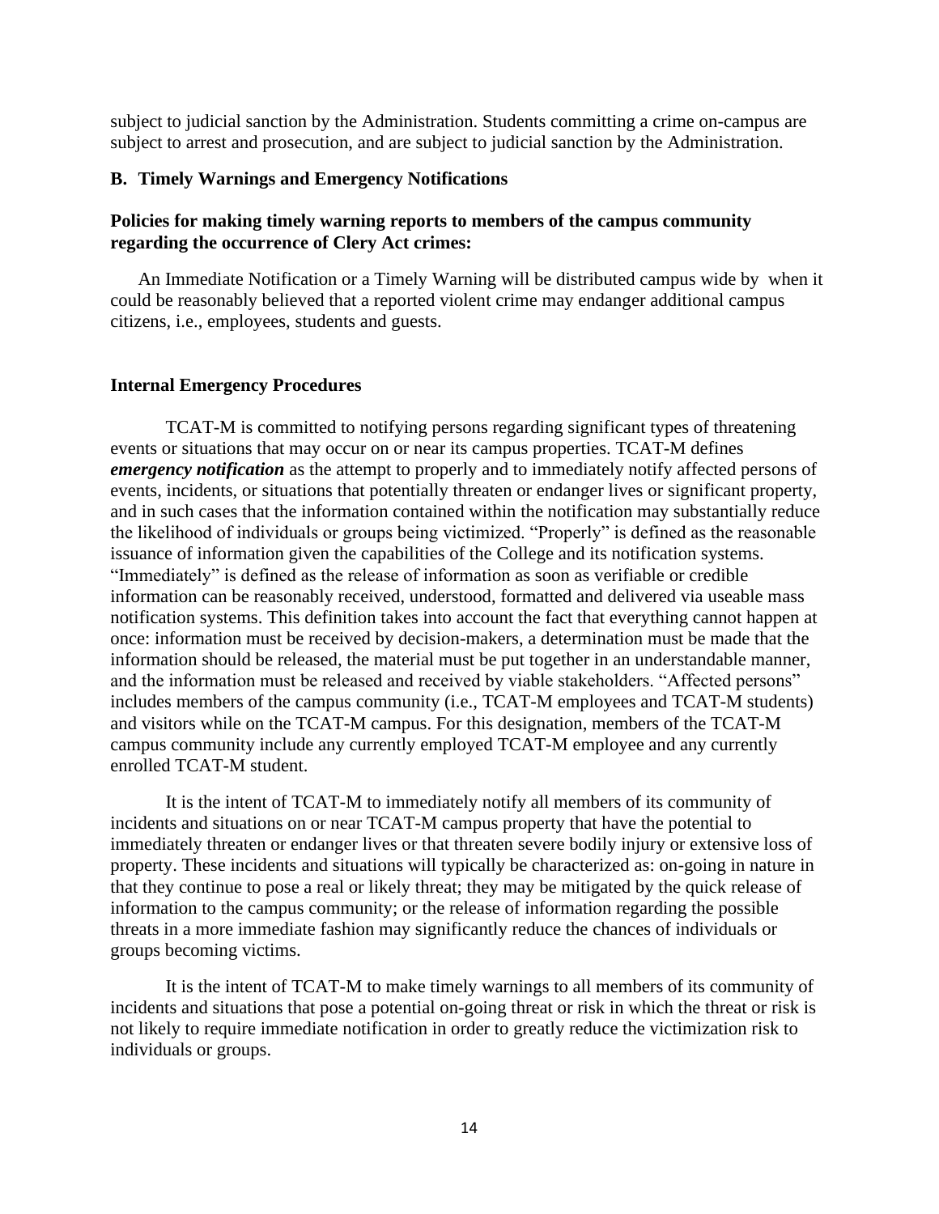subject to judicial sanction by the Administration. Students committing a crime on-campus are subject to arrest and prosecution, and are subject to judicial sanction by the Administration.

## B. Timely Warnings and Emergency Notifications

### Policies for making timely warning reports to members of the campus community regarding the occurrence of Clery Act crimes:

An Immediate Notification or a Timely Warning will be distributed campus wide by when it could be reasonably believed that a reported violent crime may endanger additional campus citizens, i.e., employees, students and guests.

### Internal Emergency Procedures

TCAT-M is committed to notifying persons regarding significant types of threatening events or situations that may occur on or near its campus properties. TCAT-M defines ***emergency notification*** as the attempt to properly and to immediately notify affected persons of events, incidents, or situations that potentially threaten or endanger lives or significant property, and in such cases that the information contained within the notification may substantially reduce the likelihood of individuals or groups being victimized. "Properly" is defined as the reasonable issuance of information given the capabilities of the College and its notification systems. "Immediately" is defined as the release of information as soon as verifiable or credible information can be reasonably received, understood, formatted and delivered via useable mass notification systems. This definition takes into account the fact that everything cannot happen at once: information must be received by decision-makers, a determination must be made that the information should be released, the material must be put together in an understandable manner, and the information must be released and received by viable stakeholders. "Affected persons" includes members of the campus community (i.e., TCAT-M employees and TCAT-M students) and visitors while on the TCAT-M campus. For this designation, members of the TCAT-M campus community include any currently employed TCAT-M employee and any currently enrolled TCAT-M student.

It is the intent of TCAT-M to immediately notify all members of its community of incidents and situations on or near TCAT-M campus property that have the potential to immediately threaten or endanger lives or that threaten severe bodily injury or extensive loss of property. These incidents and situations will typically be characterized as: on-going in nature in that they continue to pose a real or likely threat; they may be mitigated by the quick release of information to the campus community; or the release of information regarding the possible threats in a more immediate fashion may significantly reduce the chances of individuals or groups becoming victims.

It is the intent of TCAT-M to make timely warnings to all members of its community of incidents and situations that pose a potential on-going threat or risk in which the threat or risk is not likely to require immediate notification in order to greatly reduce the victimization risk to individuals or groups.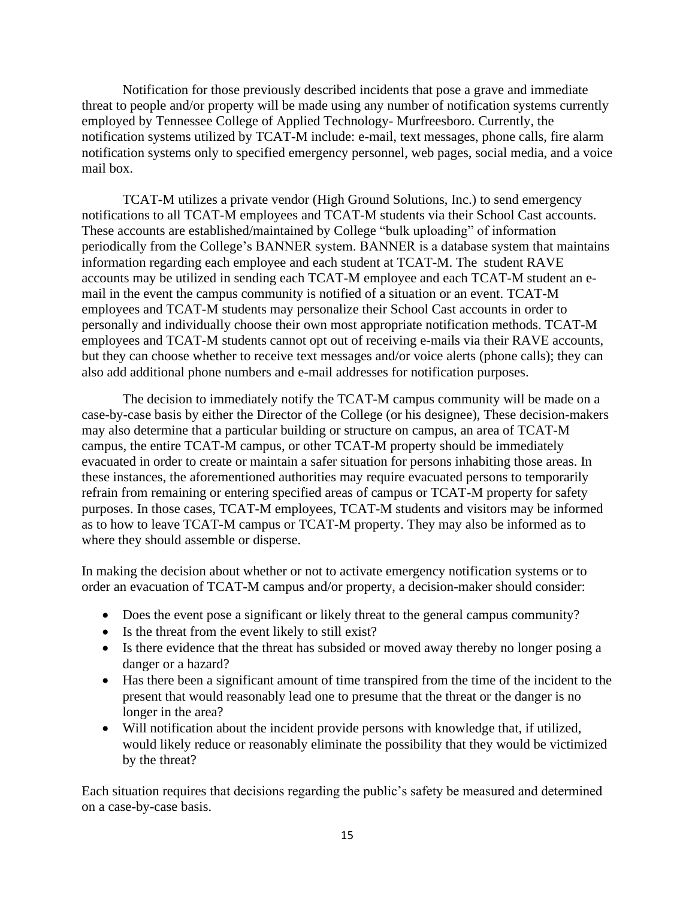Notification for those previously described incidents that pose a grave and immediate threat to people and/or property will be made using any number of notification systems currently employed by Tennessee College of Applied Technology- Murfreesboro. Currently, the notification systems utilized by TCAT-M include: e-mail, text messages, phone calls, fire alarm notification systems only to specified emergency personnel, web pages, social media, and a voice mail box.

TCAT-M utilizes a private vendor (High Ground Solutions, Inc.) to send emergency notifications to all TCAT-M employees and TCAT-M students via their School Cast accounts. These accounts are established/maintained by College "bulk uploading" of information periodically from the College's BANNER system. BANNER is a database system that maintains information regarding each employee and each student at TCAT-M. The student RAVE accounts may be utilized in sending each TCAT-M employee and each TCAT-M student an e-mail in the event the campus community is notified of a situation or an event. TCAT-M employees and TCAT-M students may personalize their School Cast accounts in order to personally and individually choose their own most appropriate notification methods. TCAT-M employees and TCAT-M students cannot opt out of receiving e-mails via their RAVE accounts, but they can choose whether to receive text messages and/or voice alerts (phone calls); they can also add additional phone numbers and e-mail addresses for notification purposes.

The decision to immediately notify the TCAT-M campus community will be made on a case-by-case basis by either the Director of the College (or his designee), These decision-makers may also determine that a particular building or structure on campus, an area of TCAT-M campus, the entire TCAT-M campus, or other TCAT-M property should be immediately evacuated in order to create or maintain a safer situation for persons inhabiting those areas. In these instances, the aforementioned authorities may require evacuated persons to temporarily refrain from remaining or entering specified areas of campus or TCAT-M property for safety purposes. In those cases, TCAT-M employees, TCAT-M students and visitors may be informed as to how to leave TCAT-M campus or TCAT-M property. They may also be informed as to where they should assemble or disperse.

In making the decision about whether or not to activate emergency notification systems or to order an evacuation of TCAT-M campus and/or property, a decision-maker should consider:

- Does the event pose a significant or likely threat to the general campus community?
- Is the threat from the event likely to still exist?
- Is there evidence that the threat has subsided or moved away thereby no longer posing a danger or a hazard?
- Has there been a significant amount of time transpired from the time of the incident to the present that would reasonably lead one to presume that the threat or the danger is no longer in the area?
- Will notification about the incident provide persons with knowledge that, if utilized, would likely reduce or reasonably eliminate the possibility that they would be victimized by the threat?

Each situation requires that decisions regarding the public's safety be measured and determined on a case-by-case basis.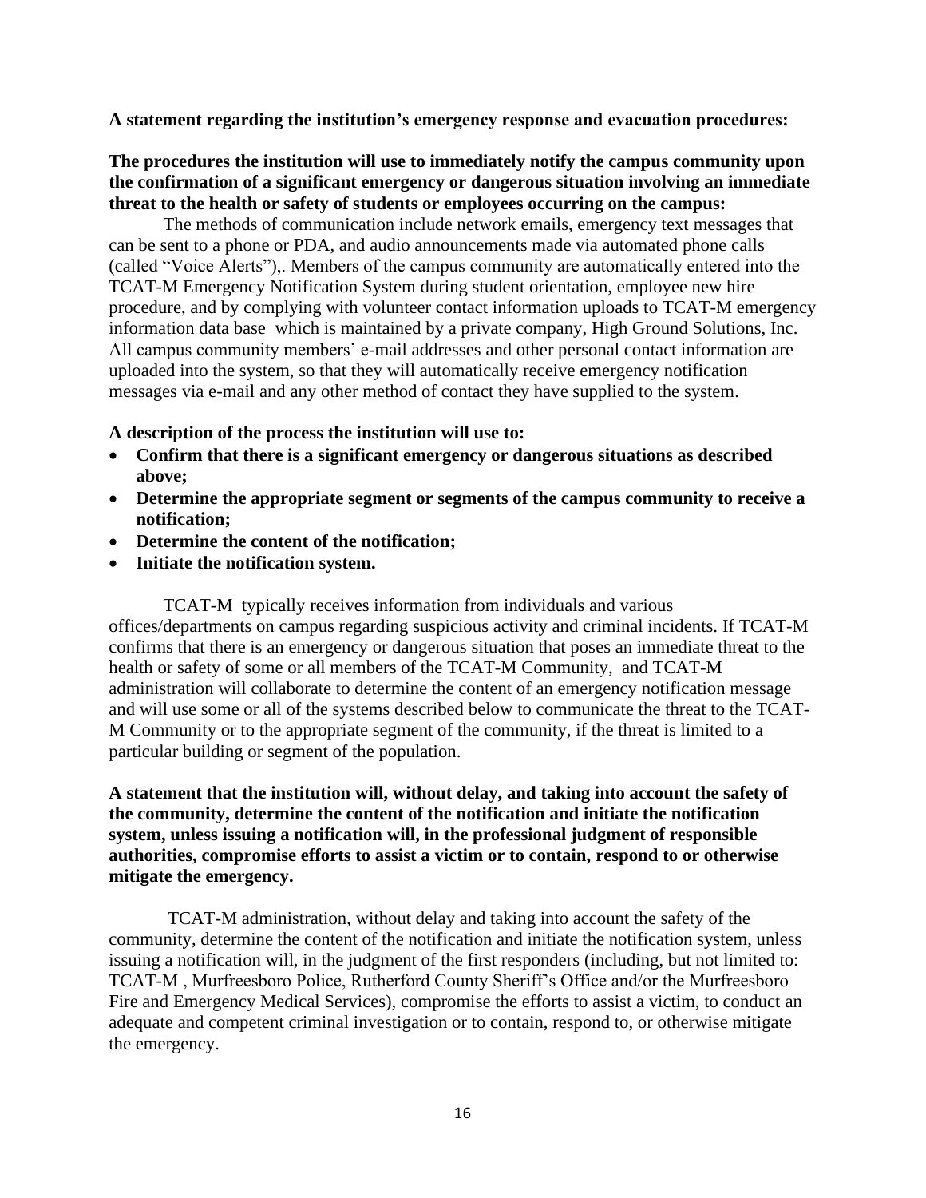**A statement regarding the institution's emergency response and evacuation procedures:**

**The procedures the institution will use to immediately notify the campus community upon the confirmation of a significant emergency or dangerous situation involving an immediate threat to the health or safety of students or employees occurring on the campus:**

The methods of communication include network emails, emergency text messages that can be sent to a phone or PDA, and audio announcements made via automated phone calls (called "Voice Alerts"),. Members of the campus community are automatically entered into the TCAT-M Emergency Notification System during student orientation, employee new hire procedure, and by complying with volunteer contact information uploads to TCAT-M emergency information data base which is maintained by a private company, High Ground Solutions, Inc. All campus community members' e-mail addresses and other personal contact information are uploaded into the system, so that they will automatically receive emergency notification messages via e-mail and any other method of contact they have supplied to the system.

**A description of the process the institution will use to:**

- **Confirm that there is a significant emergency or dangerous situations as described above;**
- **Determine the appropriate segment or segments of the campus community to receive a notification;**
- **Determine the content of the notification;**
- **Initiate the notification system.**

TCAT-M typically receives information from individuals and various offices/departments on campus regarding suspicious activity and criminal incidents. If TCAT-M confirms that there is an emergency or dangerous situation that poses an immediate threat to the health or safety of some or all members of the TCAT-M Community, and TCAT-M administration will collaborate to determine the content of an emergency notification message and will use some or all of the systems described below to communicate the threat to the TCAT-M Community or to the appropriate segment of the community, if the threat is limited to a particular building or segment of the population.

**A statement that the institution will, without delay, and taking into account the safety of the community, determine the content of the notification and initiate the notification system, unless issuing a notification will, in the professional judgment of responsible authorities, compromise efforts to assist a victim or to contain, respond to or otherwise mitigate the emergency.**

TCAT-M administration, without delay and taking into account the safety of the community, determine the content of the notification and initiate the notification system, unless issuing a notification will, in the judgment of the first responders (including, but not limited to: TCAT-M , Murfreesboro Police, Rutherford County Sheriff's Office and/or the Murfreesboro Fire and Emergency Medical Services), compromise the efforts to assist a victim, to conduct an adequate and competent criminal investigation or to contain, respond to, or otherwise mitigate the emergency.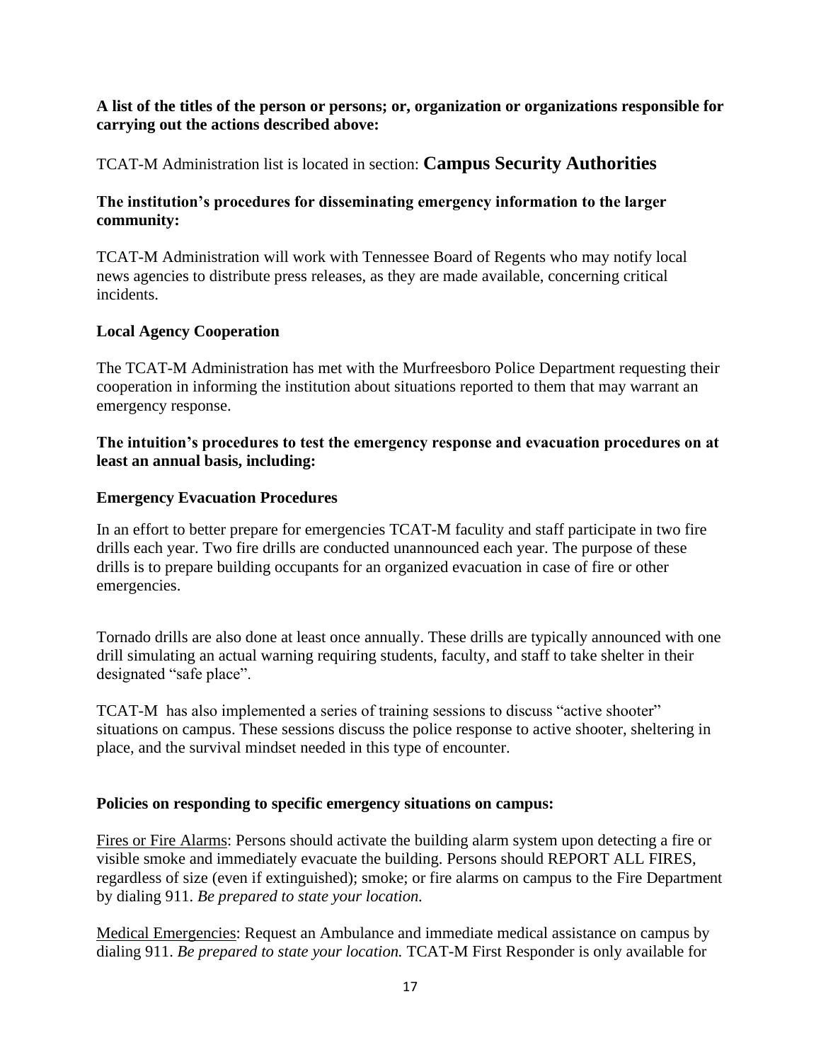**A list of the titles of the person or persons; or, organization or organizations responsible for carrying out the actions described above:**

TCAT-M Administration list is located in section: **Campus Security Authorities**

**The institution's procedures for disseminating emergency information to the larger community:**

TCAT-M Administration will work with Tennessee Board of Regents who may notify local news agencies to distribute press releases, as they are made available, concerning critical incidents.

**Local Agency Cooperation**

The TCAT-M Administration has met with the Murfreesboro Police Department requesting their cooperation in informing the institution about situations reported to them that may warrant an emergency response.

**The intuition's procedures to test the emergency response and evacuation procedures on at least an annual basis, including:**

**Emergency Evacuation Procedures**

In an effort to better prepare for emergencies TCAT-M faculty and staff participate in two fire drills each year. Two fire drills are conducted unannounced each year. The purpose of these drills is to prepare building occupants for an organized evacuation in case of fire or other emergencies.

Tornado drills are also done at least once annually. These drills are typically announced with one drill simulating an actual warning requiring students, faculty, and staff to take shelter in their designated "safe place".

TCAT-M has also implemented a series of training sessions to discuss "active shooter" situations on campus. These sessions discuss the police response to active shooter, sheltering in place, and the survival mindset needed in this type of encounter.

**Policies on responding to specific emergency situations on campus:**

Fires or Fire Alarms: Persons should activate the building alarm system upon detecting a fire or visible smoke and immediately evacuate the building. Persons should REPORT ALL FIRES, regardless of size (even if extinguished); smoke; or fire alarms on campus to the Fire Department by dialing 911. *Be prepared to state your location.*

Medical Emergencies: Request an Ambulance and immediate medical assistance on campus by dialing 911. *Be prepared to state your location.* TCAT-M First Responder is only available for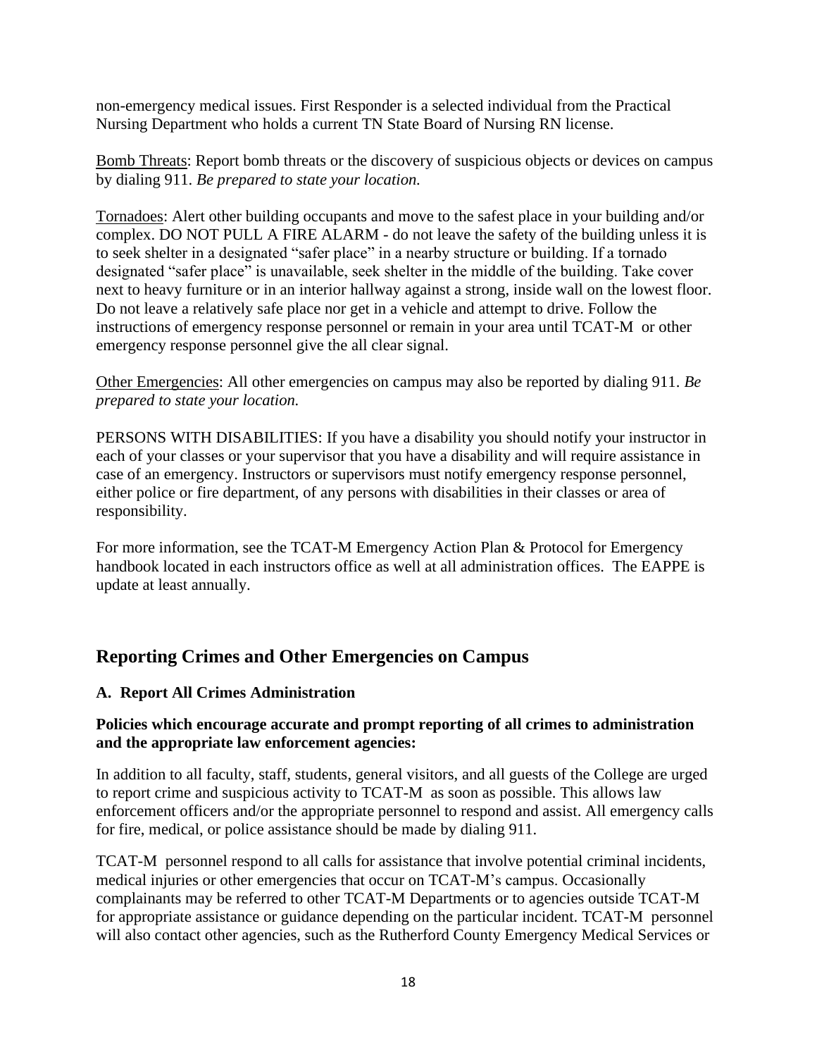non-emergency medical issues. First Responder is a selected individual from the Practical Nursing Department who holds a current TN State Board of Nursing RN license.

<u>Bomb Threats</u>: Report bomb threats or the discovery of suspicious objects or devices on campus by dialing 911. *Be prepared to state your location.*

<u>Tornadoes</u>: Alert other building occupants and move to the safest place in your building and/or complex. DO NOT PULL A FIRE ALARM - do not leave the safety of the building unless it is to seek shelter in a designated "safer place" in a nearby structure or building. If a tornado designated "safer place" is unavailable, seek shelter in the middle of the building. Take cover next to heavy furniture or in an interior hallway against a strong, inside wall on the lowest floor. Do not leave a relatively safe place nor get in a vehicle and attempt to drive. Follow the instructions of emergency response personnel or remain in your area until TCAT-M or other emergency response personnel give the all clear signal.

<u>Other Emergencies</u>: All other emergencies on campus may also be reported by dialing 911. *Be prepared to state your location.*

PERSONS WITH DISABILITIES: If you have a disability you should notify your instructor in each of your classes or your supervisor that you have a disability and will require assistance in case of an emergency. Instructors or supervisors must notify emergency response personnel, either police or fire department, of any persons with disabilities in their classes or area of responsibility.

For more information, see the TCAT-M Emergency Action Plan & Protocol for Emergency handbook located in each instructors office as well at all administration offices. The EAPPE is update at least annually.

## Reporting Crimes and Other Emergencies on Campus

### A. Report All Crimes Administration

**Policies which encourage accurate and prompt reporting of all crimes to administration and the appropriate law enforcement agencies:**

In addition to all faculty, staff, students, general visitors, and all guests of the College are urged to report crime and suspicious activity to TCAT-M as soon as possible. This allows law enforcement officers and/or the appropriate personnel to respond and assist. All emergency calls for fire, medical, or police assistance should be made by dialing 911.

TCAT-M personnel respond to all calls for assistance that involve potential criminal incidents, medical injuries or other emergencies that occur on TCAT-M's campus. Occasionally complainants may be referred to other TCAT-M Departments or to agencies outside TCAT-M for appropriate assistance or guidance depending on the particular incident. TCAT-M personnel will also contact other agencies, such as the Rutherford County Emergency Medical Services or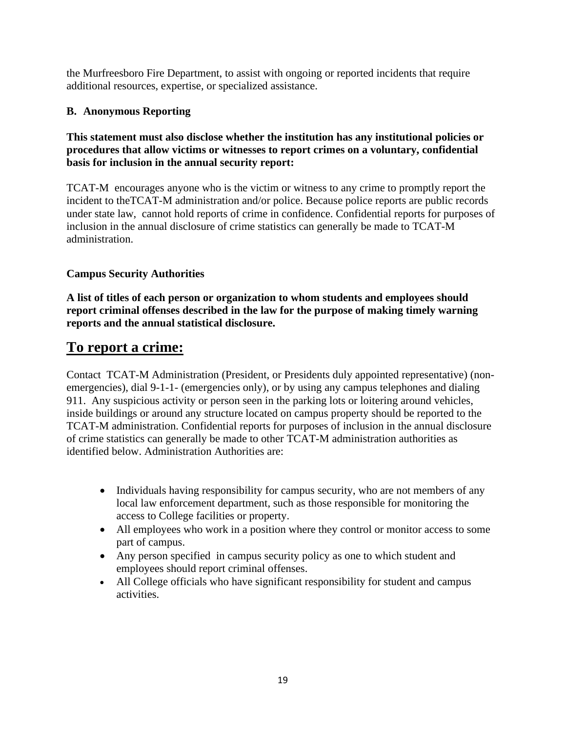the Murfreesboro Fire Department, to assist with ongoing or reported incidents that require additional resources, expertise, or specialized assistance.

### B. Anonymous Reporting

**This statement must also disclose whether the institution has any institutional policies or procedures that allow victims or witnesses to report crimes on a voluntary, confidential basis for inclusion in the annual security report:**

TCAT-M encourages anyone who is the victim or witness to any crime to promptly report the incident to theTCAT-M administration and/or police. Because police reports are public records under state law, cannot hold reports of crime in confidence. Confidential reports for purposes of inclusion in the annual disclosure of crime statistics can generally be made to TCAT-M administration.

### Campus Security Authorities

**A list of titles of each person or organization to whom students and employees should report criminal offenses described in the law for the purpose of making timely warning reports and the annual statistical disclosure.**

## To report a crime:

Contact TCAT-M Administration (President, or Presidents duly appointed representative) (non-emergencies), dial 9-1-1- (emergencies only), or by using any campus telephones and dialing 911. Any suspicious activity or person seen in the parking lots or loitering around vehicles, inside buildings or around any structure located on campus property should be reported to the TCAT-M administration. Confidential reports for purposes of inclusion in the annual disclosure of crime statistics can generally be made to other TCAT-M administration authorities as identified below. Administration Authorities are:

- Individuals having responsibility for campus security, who are not members of any local law enforcement department, such as those responsible for monitoring the access to College facilities or property.
- All employees who work in a position where they control or monitor access to some part of campus.
- Any person specified in campus security policy as one to which student and employees should report criminal offenses.
- All College officials who have significant responsibility for student and campus activities.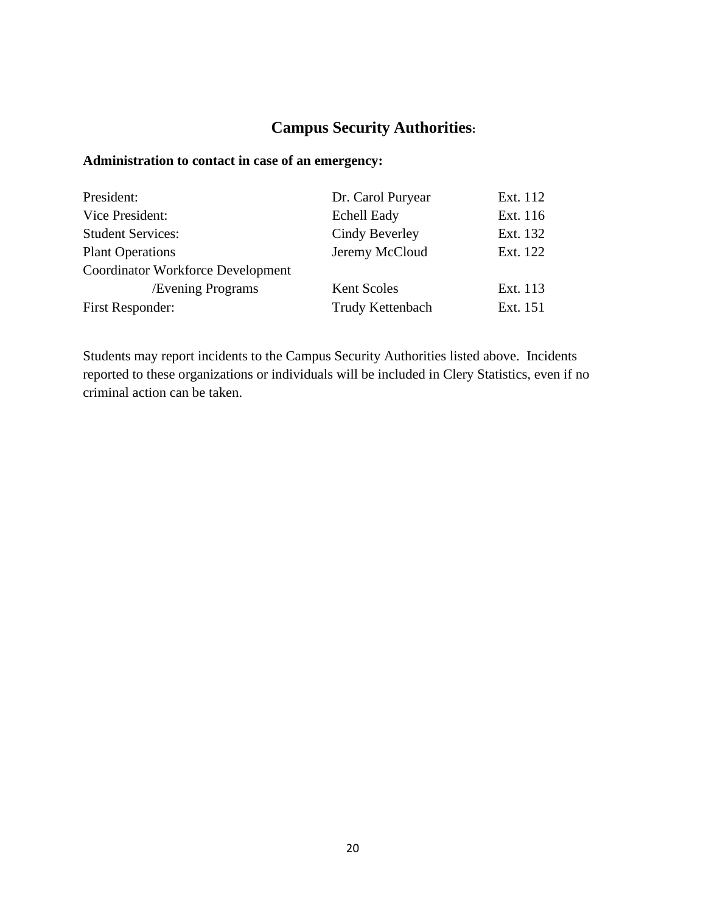# Campus Security Authorities:

**Administration to contact in case of an emergency:**

| | | |
|---|---|---|
| President: | Dr. Carol Puryear | Ext. 112 |
| Vice President: | Echell Eady | Ext. 116 |
| Student Services: | Cindy Beverley | Ext. 132 |
| Plant Operations | Jeremy McCloud | Ext. 122 |
| Coordinator Workforce Development /Evening Programs | Kent Scoles | Ext. 113 |
| First Responder: | Trudy Kettenbach | Ext. 151 |

Students may report incidents to the Campus Security Authorities listed above. Incidents reported to these organizations or individuals will be included in Clery Statistics, even if no criminal action can be taken.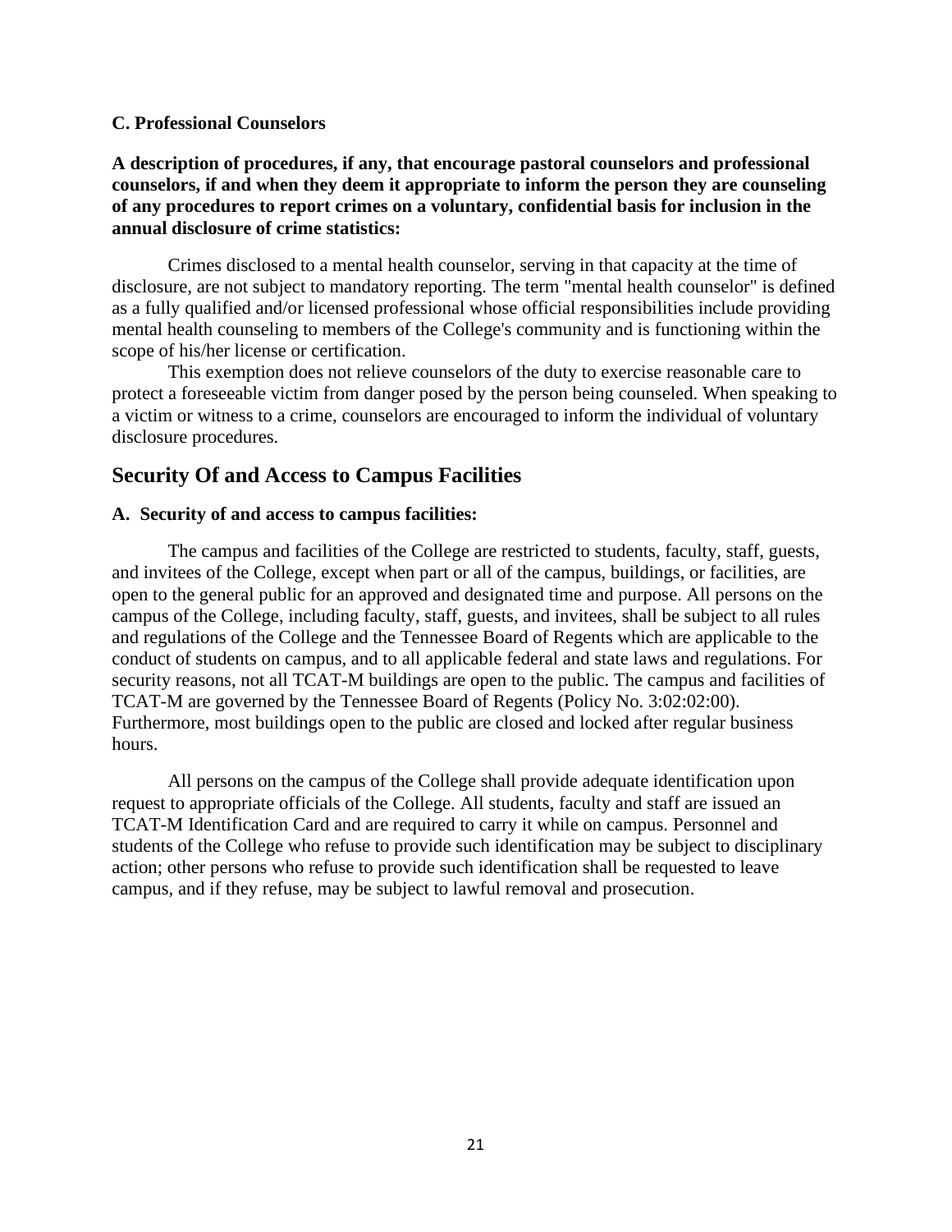**C. Professional Counselors**

**A description of procedures, if any, that encourage pastoral counselors and professional counselors, if and when they deem it appropriate to inform the person they are counseling of any procedures to report crimes on a voluntary, confidential basis for inclusion in the annual disclosure of crime statistics:**

Crimes disclosed to a mental health counselor, serving in that capacity at the time of disclosure, are not subject to mandatory reporting. The term "mental health counselor" is defined as a fully qualified and/or licensed professional whose official responsibilities include providing mental health counseling to members of the College's community and is functioning within the scope of his/her license or certification.

This exemption does not relieve counselors of the duty to exercise reasonable care to protect a foreseeable victim from danger posed by the person being counseled. When speaking to a victim or witness to a crime, counselors are encouraged to inform the individual of voluntary disclosure procedures.

## Security Of and Access to Campus Facilities

**A. Security of and access to campus facilities:**

The campus and facilities of the College are restricted to students, faculty, staff, guests, and invitees of the College, except when part or all of the campus, buildings, or facilities, are open to the general public for an approved and designated time and purpose. All persons on the campus of the College, including faculty, staff, guests, and invitees, shall be subject to all rules and regulations of the College and the Tennessee Board of Regents which are applicable to the conduct of students on campus, and to all applicable federal and state laws and regulations. For security reasons, not all TCAT-M buildings are open to the public. The campus and facilities of TCAT-M are governed by the Tennessee Board of Regents (Policy No. 3:02:02:00). Furthermore, most buildings open to the public are closed and locked after regular business hours.

All persons on the campus of the College shall provide adequate identification upon request to appropriate officials of the College. All students, faculty and staff are issued an TCAT-M Identification Card and are required to carry it while on campus. Personnel and students of the College who refuse to provide such identification may be subject to disciplinary action; other persons who refuse to provide such identification shall be requested to leave campus, and if they refuse, may be subject to lawful removal and prosecution.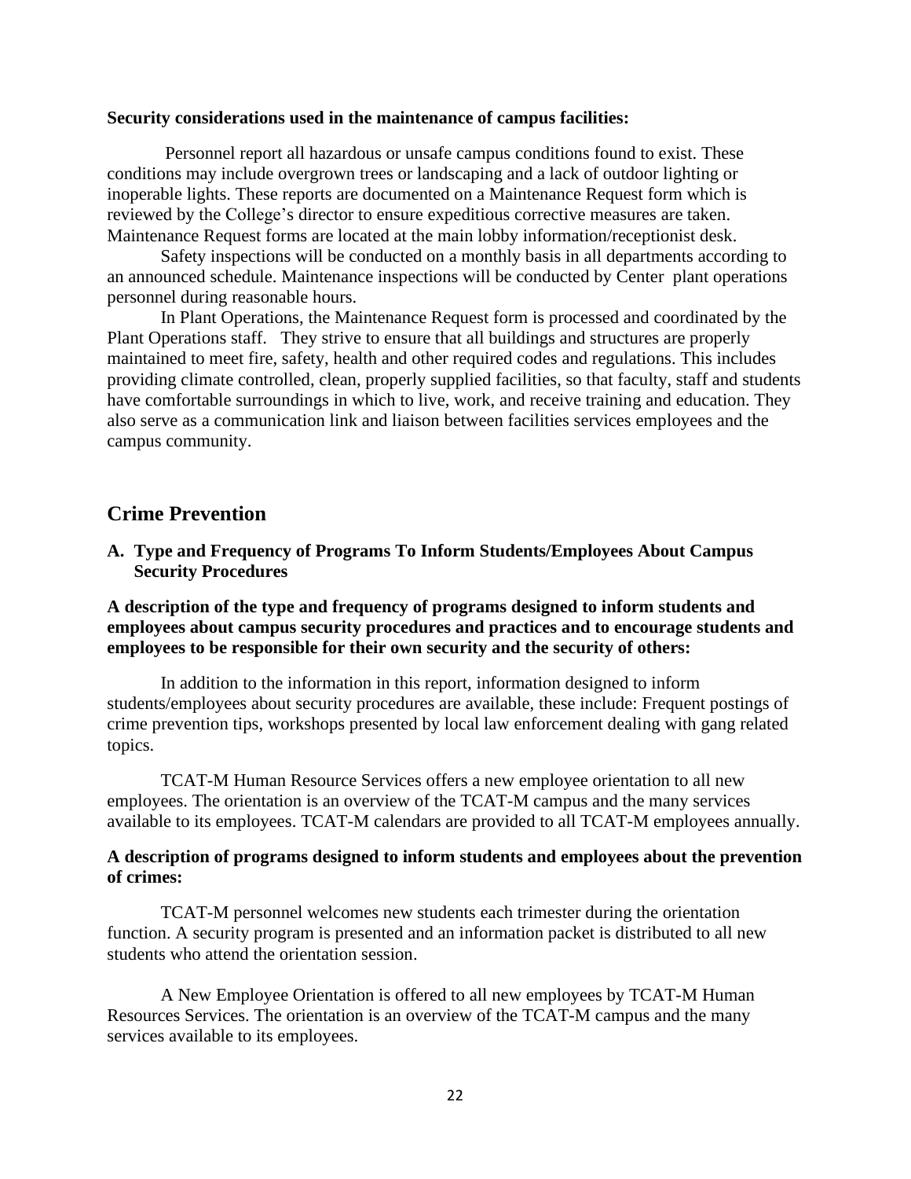**Security considerations used in the maintenance of campus facilities:**

Personnel report all hazardous or unsafe campus conditions found to exist. These conditions may include overgrown trees or landscaping and a lack of outdoor lighting or inoperable lights. These reports are documented on a Maintenance Request form which is reviewed by the College's director to ensure expeditious corrective measures are taken. Maintenance Request forms are located at the main lobby information/receptionist desk.

Safety inspections will be conducted on a monthly basis in all departments according to an announced schedule. Maintenance inspections will be conducted by Center plant operations personnel during reasonable hours.

In Plant Operations, the Maintenance Request form is processed and coordinated by the Plant Operations staff. They strive to ensure that all buildings and structures are properly maintained to meet fire, safety, health and other required codes and regulations. This includes providing climate controlled, clean, properly supplied facilities, so that faculty, staff and students have comfortable surroundings in which to live, work, and receive training and education. They also serve as a communication link and liaison between facilities services employees and the campus community.

## Crime Prevention

### A. Type and Frequency of Programs To Inform Students/Employees About Campus Security Procedures

**A description of the type and frequency of programs designed to inform students and employees about campus security procedures and practices and to encourage students and employees to be responsible for their own security and the security of others:**

In addition to the information in this report, information designed to inform students/employees about security procedures are available, these include: Frequent postings of crime prevention tips, workshops presented by local law enforcement dealing with gang related topics.

TCAT-M Human Resource Services offers a new employee orientation to all new employees. The orientation is an overview of the TCAT-M campus and the many services available to its employees. TCAT-M calendars are provided to all TCAT-M employees annually.

**A description of programs designed to inform students and employees about the prevention of crimes:**

TCAT-M personnel welcomes new students each trimester during the orientation function. A security program is presented and an information packet is distributed to all new students who attend the orientation session.

A New Employee Orientation is offered to all new employees by TCAT-M Human Resources Services. The orientation is an overview of the TCAT-M campus and the many services available to its employees.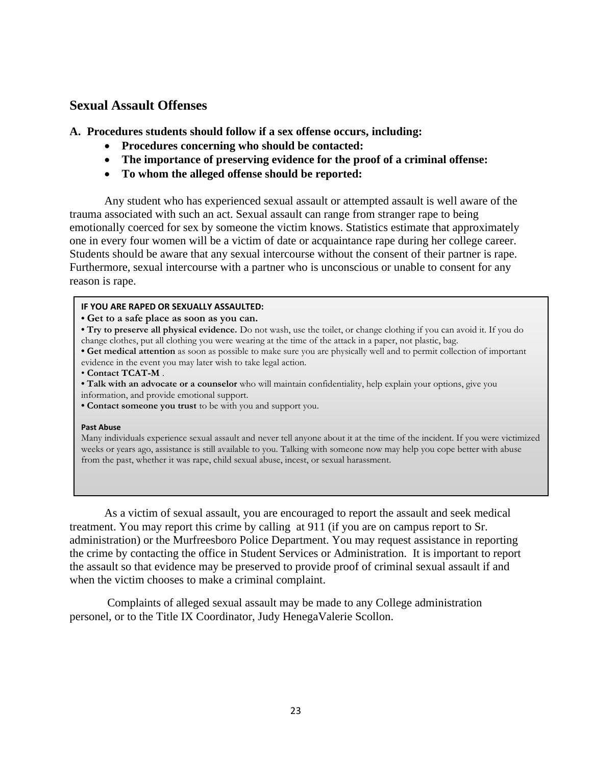## Sexual Assault Offenses

**A. Procedures students should follow if a sex offense occurs, including:**

- **Procedures concerning who should be contacted:**
- **The importance of preserving evidence for the proof of a criminal offense:**
- **To whom the alleged offense should be reported:**

Any student who has experienced sexual assault or attempted assault is well aware of the trauma associated with such an act. Sexual assault can range from stranger rape to being emotionally coerced for sex by someone the victim knows. Statistics estimate that approximately one in every four women will be a victim of date or acquaintance rape during her college career. Students should be aware that any sexual intercourse without the consent of their partner is rape. Furthermore, sexual intercourse with a partner who is unconscious or unable to consent for any reason is rape.

**IF YOU ARE RAPED OR SEXUALLY ASSAULTED:**

- **Get to a safe place as soon as you can.**
- **Try to preserve all physical evidence.** Do not wash, use the toilet, or change clothing if you can avoid it. If you do change clothes, put all clothing you were wearing at the time of the attack in a paper, not plastic, bag.
- **Get medical attention** as soon as possible to make sure you are physically well and to permit collection of important evidence in the event you may later wish to take legal action.
- **Contact TCAT-M** .
- **Talk with an advocate or a counselor** who will maintain confidentiality, help explain your options, give you information, and provide emotional support.
- **Contact someone you trust** to be with you and support you.

**Past Abuse**

Many individuals experience sexual assault and never tell anyone about it at the time of the incident. If you were victimized weeks or years ago, assistance is still available to you. Talking with someone now may help you cope better with abuse from the past, whether it was rape, child sexual abuse, incest, or sexual harassment.

As a victim of sexual assault, you are encouraged to report the assault and seek medical treatment. You may report this crime by calling at 911 (if you are on campus report to Sr. administration) or the Murfreesboro Police Department. You may request assistance in reporting the crime by contacting the office in Student Services or Administration. It is important to report the assault so that evidence may be preserved to provide proof of criminal sexual assault if and when the victim chooses to make a criminal complaint.

Complaints of alleged sexual assault may be made to any College administration personel, or to the Title IX Coordinator, Judy HenegaValerie Scollon.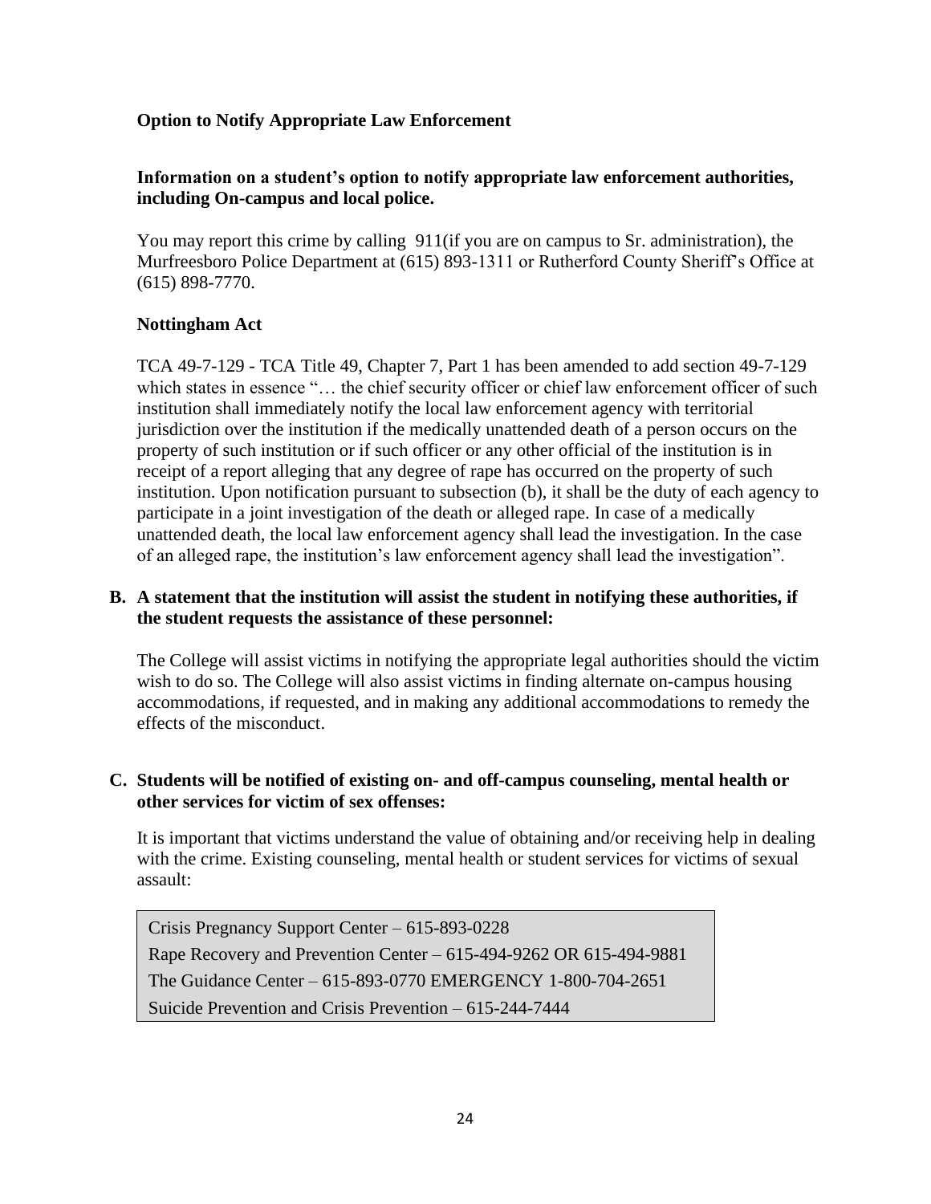**Option to Notify Appropriate Law Enforcement**

**Information on a student's option to notify appropriate law enforcement authorities, including On-campus and local police.**

You may report this crime by calling 911(if you are on campus to Sr. administration), the Murfreesboro Police Department at (615) 893-1311 or Rutherford County Sheriff's Office at (615) 898-7770.

**Nottingham Act**

TCA 49-7-129 - TCA Title 49, Chapter 7, Part 1 has been amended to add section 49-7-129 which states in essence "… the chief security officer or chief law enforcement officer of such institution shall immediately notify the local law enforcement agency with territorial jurisdiction over the institution if the medically unattended death of a person occurs on the property of such institution or if such officer or any other official of the institution is in receipt of a report alleging that any degree of rape has occurred on the property of such institution. Upon notification pursuant to subsection (b), it shall be the duty of each agency to participate in a joint investigation of the death or alleged rape. In case of a medically unattended death, the local law enforcement agency shall lead the investigation. In the case of an alleged rape, the institution's law enforcement agency shall lead the investigation".

**B. A statement that the institution will assist the student in notifying these authorities, if the student requests the assistance of these personnel:**

The College will assist victims in notifying the appropriate legal authorities should the victim wish to do so. The College will also assist victims in finding alternate on-campus housing accommodations, if requested, and in making any additional accommodations to remedy the effects of the misconduct.

**C. Students will be notified of existing on- and off-campus counseling, mental health or other services for victim of sex offenses:**

It is important that victims understand the value of obtaining and/or receiving help in dealing with the crime. Existing counseling, mental health or student services for victims of sexual assault:

Crisis Pregnancy Support Center – 615-893-0228
Rape Recovery and Prevention Center – 615-494-9262 OR 615-494-9881
The Guidance Center – 615-893-0770 EMERGENCY 1-800-704-2651
Suicide Prevention and Crisis Prevention – 615-244-7444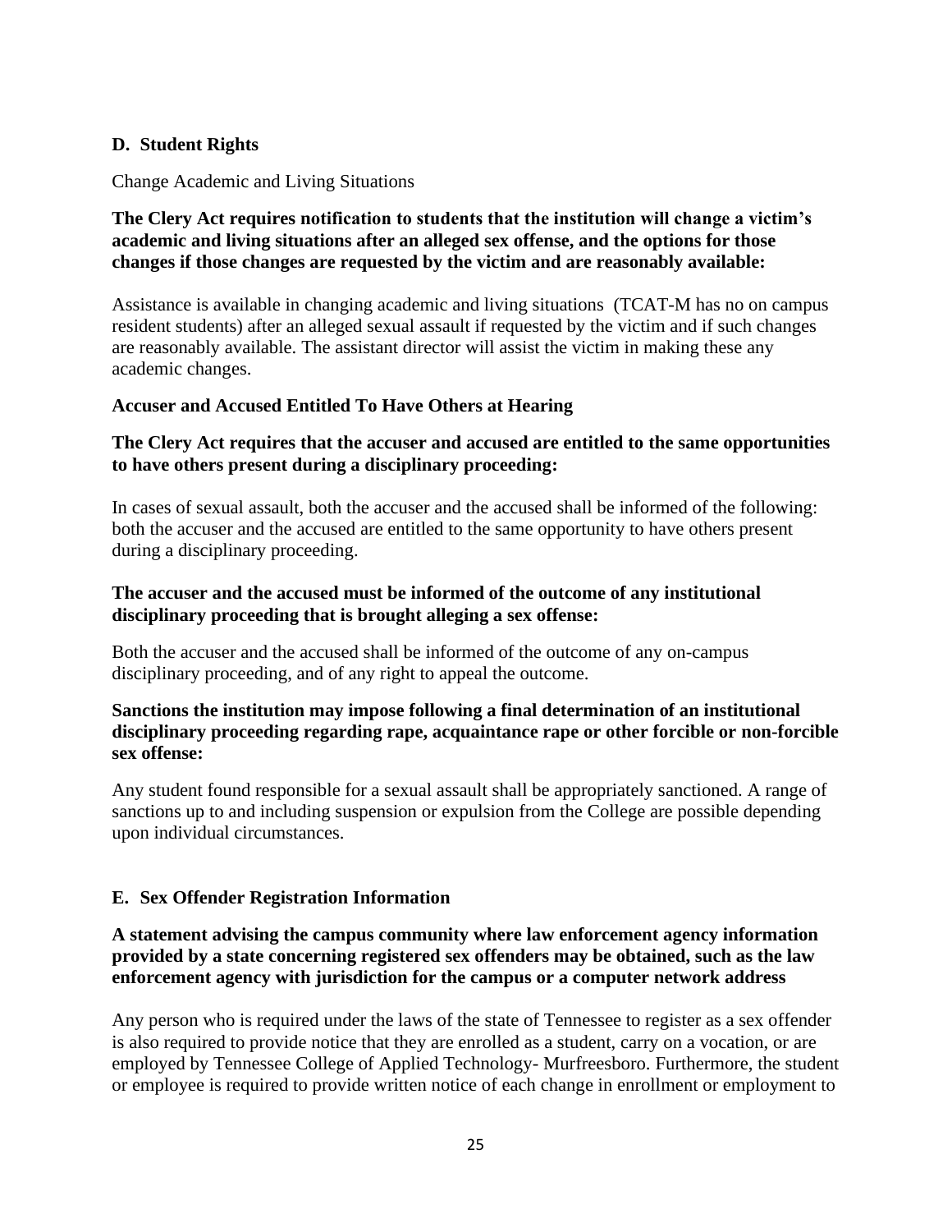## D. Student Rights

Change Academic and Living Situations

**The Clery Act requires notification to students that the institution will change a victim's academic and living situations after an alleged sex offense, and the options for those changes if those changes are requested by the victim and are reasonably available:**

Assistance is available in changing academic and living situations (TCAT-M has no on campus resident students) after an alleged sexual assault if requested by the victim and if such changes are reasonably available. The assistant director will assist the victim in making these any academic changes.

**Accuser and Accused Entitled To Have Others at Hearing**

**The Clery Act requires that the accuser and accused are entitled to the same opportunities to have others present during a disciplinary proceeding:**

In cases of sexual assault, both the accuser and the accused shall be informed of the following: both the accuser and the accused are entitled to the same opportunity to have others present during a disciplinary proceeding.

**The accuser and the accused must be informed of the outcome of any institutional disciplinary proceeding that is brought alleging a sex offense:**

Both the accuser and the accused shall be informed of the outcome of any on-campus disciplinary proceeding, and of any right to appeal the outcome.

**Sanctions the institution may impose following a final determination of an institutional disciplinary proceeding regarding rape, acquaintance rape or other forcible or non-forcible sex offense:**

Any student found responsible for a sexual assault shall be appropriately sanctioned. A range of sanctions up to and including suspension or expulsion from the College are possible depending upon individual circumstances.

## E. Sex Offender Registration Information

**A statement advising the campus community where law enforcement agency information provided by a state concerning registered sex offenders may be obtained, such as the law enforcement agency with jurisdiction for the campus or a computer network address**

Any person who is required under the laws of the state of Tennessee to register as a sex offender is also required to provide notice that they are enrolled as a student, carry on a vocation, or are employed by Tennessee College of Applied Technology- Murfreesboro. Furthermore, the student or employee is required to provide written notice of each change in enrollment or employment to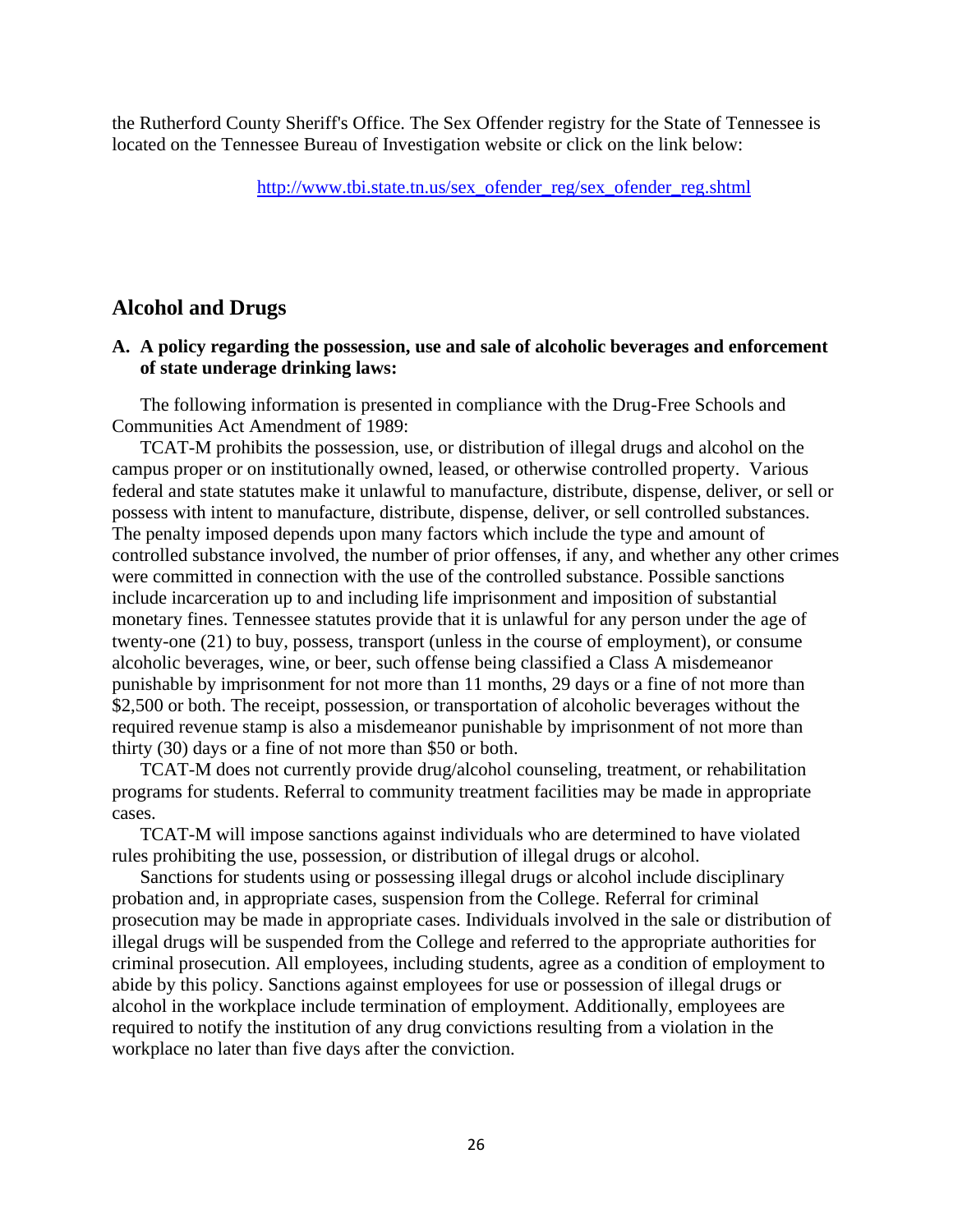the Rutherford County Sheriff's Office. The Sex Offender registry for the State of Tennessee is located on the Tennessee Bureau of Investigation website or click on the link below:

[http://www.tbi.state.tn.us/sex_ofender_reg/sex_ofender_reg.shtml](http://www.tbi.state.tn.us/sex_ofender_reg/sex_ofender_reg.shtml)

## Alcohol and Drugs

### A. A policy regarding the possession, use and sale of alcoholic beverages and enforcement of state underage drinking laws:

The following information is presented in compliance with the Drug-Free Schools and Communities Act Amendment of 1989:

TCAT-M prohibits the possession, use, or distribution of illegal drugs and alcohol on the campus proper or on institutionally owned, leased, or otherwise controlled property. Various federal and state statutes make it unlawful to manufacture, distribute, dispense, deliver, or sell or possess with intent to manufacture, distribute, dispense, deliver, or sell controlled substances. The penalty imposed depends upon many factors which include the type and amount of controlled substance involved, the number of prior offenses, if any, and whether any other crimes were committed in connection with the use of the controlled substance. Possible sanctions include incarceration up to and including life imprisonment and imposition of substantial monetary fines. Tennessee statutes provide that it is unlawful for any person under the age of twenty-one (21) to buy, possess, transport (unless in the course of employment), or consume alcoholic beverages, wine, or beer, such offense being classified a Class A misdemeanor punishable by imprisonment for not more than 11 months, 29 days or a fine of not more than $2,500 or both. The receipt, possession, or transportation of alcoholic beverages without the required revenue stamp is also a misdemeanor punishable by imprisonment of not more than thirty (30) days or a fine of not more than $50 or both.

TCAT-M does not currently provide drug/alcohol counseling, treatment, or rehabilitation programs for students. Referral to community treatment facilities may be made in appropriate cases.

TCAT-M will impose sanctions against individuals who are determined to have violated rules prohibiting the use, possession, or distribution of illegal drugs or alcohol.

Sanctions for students using or possessing illegal drugs or alcohol include disciplinary probation and, in appropriate cases, suspension from the College. Referral for criminal prosecution may be made in appropriate cases. Individuals involved in the sale or distribution of illegal drugs will be suspended from the College and referred to the appropriate authorities for criminal prosecution. All employees, including students, agree as a condition of employment to abide by this policy. Sanctions against employees for use or possession of illegal drugs or alcohol in the workplace include termination of employment. Additionally, employees are required to notify the institution of any drug convictions resulting from a violation in the workplace no later than five days after the conviction.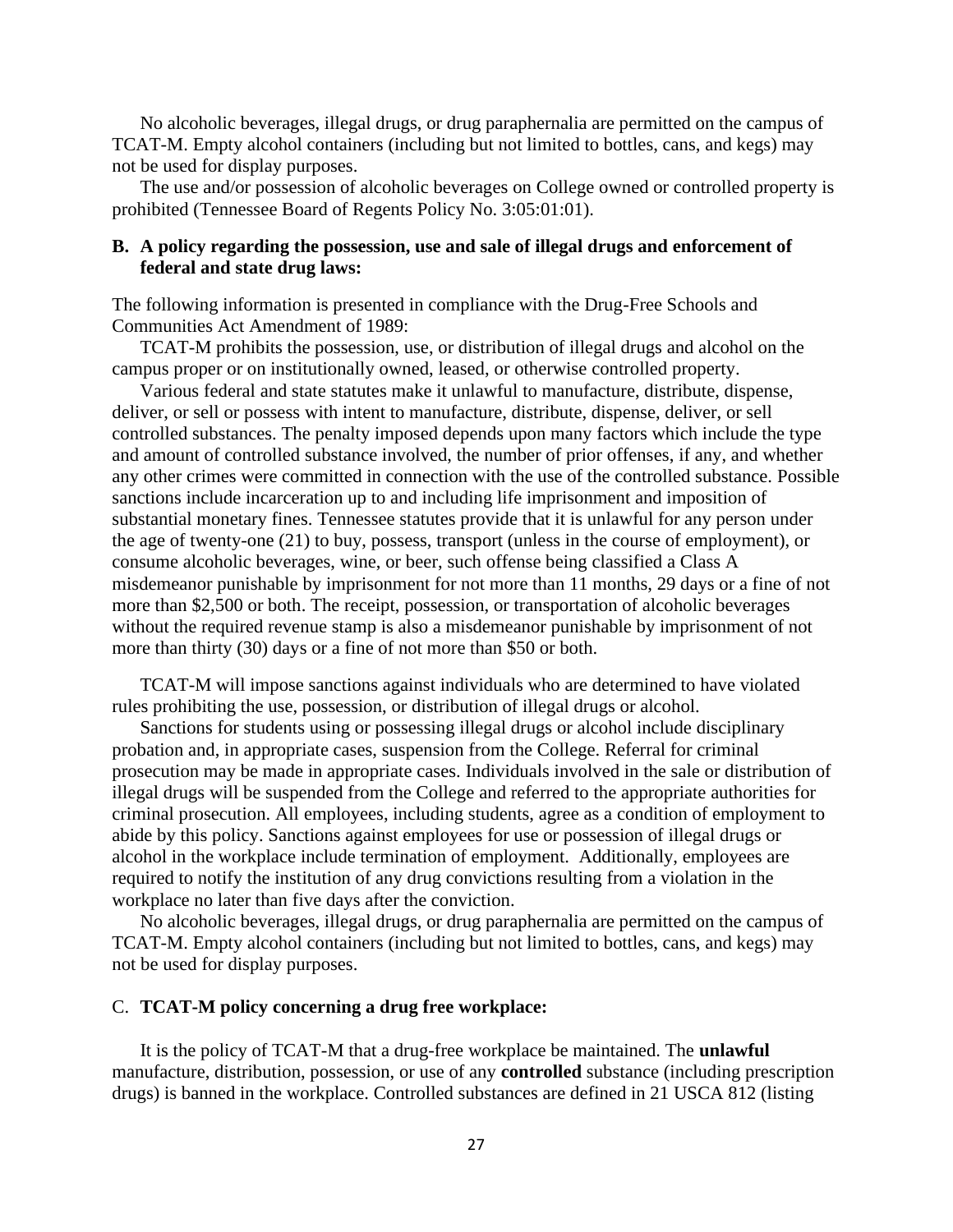No alcoholic beverages, illegal drugs, or drug paraphernalia are permitted on the campus of TCAT-M. Empty alcohol containers (including but not limited to bottles, cans, and kegs) may not be used for display purposes.

The use and/or possession of alcoholic beverages on College owned or controlled property is prohibited (Tennessee Board of Regents Policy No. 3:05:01:01).

**B. A policy regarding the possession, use and sale of illegal drugs and enforcement of federal and state drug laws:**

The following information is presented in compliance with the Drug-Free Schools and Communities Act Amendment of 1989:

TCAT-M prohibits the possession, use, or distribution of illegal drugs and alcohol on the campus proper or on institutionally owned, leased, or otherwise controlled property.

Various federal and state statutes make it unlawful to manufacture, distribute, dispense, deliver, or sell or possess with intent to manufacture, distribute, dispense, deliver, or sell controlled substances. The penalty imposed depends upon many factors which include the type and amount of controlled substance involved, the number of prior offenses, if any, and whether any other crimes were committed in connection with the use of the controlled substance. Possible sanctions include incarceration up to and including life imprisonment and imposition of substantial monetary fines. Tennessee statutes provide that it is unlawful for any person under the age of twenty-one (21) to buy, possess, transport (unless in the course of employment), or consume alcoholic beverages, wine, or beer, such offense being classified a Class A misdemeanor punishable by imprisonment for not more than 11 months, 29 days or a fine of not more than $2,500 or both. The receipt, possession, or transportation of alcoholic beverages without the required revenue stamp is also a misdemeanor punishable by imprisonment of not more than thirty (30) days or a fine of not more than $50 or both.

TCAT-M will impose sanctions against individuals who are determined to have violated rules prohibiting the use, possession, or distribution of illegal drugs or alcohol.

Sanctions for students using or possessing illegal drugs or alcohol include disciplinary probation and, in appropriate cases, suspension from the College. Referral for criminal prosecution may be made in appropriate cases. Individuals involved in the sale or distribution of illegal drugs will be suspended from the College and referred to the appropriate authorities for criminal prosecution. All employees, including students, agree as a condition of employment to abide by this policy. Sanctions against employees for use or possession of illegal drugs or alcohol in the workplace include termination of employment. Additionally, employees are required to notify the institution of any drug convictions resulting from a violation in the workplace no later than five days after the conviction.

No alcoholic beverages, illegal drugs, or drug paraphernalia are permitted on the campus of TCAT-M. Empty alcohol containers (including but not limited to bottles, cans, and kegs) may not be used for display purposes.

C. **TCAT-M policy concerning a drug free workplace:**

It is the policy of TCAT-M that a drug-free workplace be maintained. The **unlawful** manufacture, distribution, possession, or use of any **controlled** substance (including prescription drugs) is banned in the workplace. Controlled substances are defined in 21 USCA 812 (listing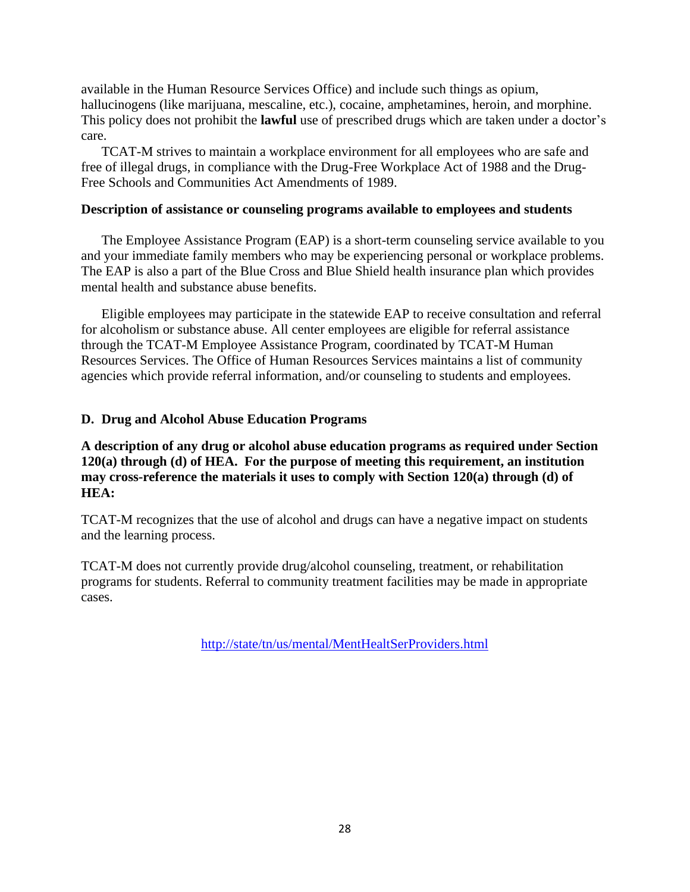available in the Human Resource Services Office) and include such things as opium, hallucinogens (like marijuana, mescaline, etc.), cocaine, amphetamines, heroin, and morphine. This policy does not prohibit the **lawful** use of prescribed drugs which are taken under a doctor's care.

TCAT-M strives to maintain a workplace environment for all employees who are safe and free of illegal drugs, in compliance with the Drug-Free Workplace Act of 1988 and the Drug-Free Schools and Communities Act Amendments of 1989.

**Description of assistance or counseling programs available to employees and students**

The Employee Assistance Program (EAP) is a short-term counseling service available to you and your immediate family members who may be experiencing personal or workplace problems. The EAP is also a part of the Blue Cross and Blue Shield health insurance plan which provides mental health and substance abuse benefits.

Eligible employees may participate in the statewide EAP to receive consultation and referral for alcoholism or substance abuse. All center employees are eligible for referral assistance through the TCAT-M Employee Assistance Program, coordinated by TCAT-M Human Resources Services. The Office of Human Resources Services maintains a list of community agencies which provide referral information, and/or counseling to students and employees.

### D. Drug and Alcohol Abuse Education Programs

**A description of any drug or alcohol abuse education programs as required under Section 120(a) through (d) of HEA. For the purpose of meeting this requirement, an institution may cross-reference the materials it uses to comply with Section 120(a) through (d) of HEA:**

TCAT-M recognizes that the use of alcohol and drugs can have a negative impact on students and the learning process.

TCAT-M does not currently provide drug/alcohol counseling, treatment, or rehabilitation programs for students. Referral to community treatment facilities may be made in appropriate cases.

http://state/tn/us/mental/MentHealtSerProviders.html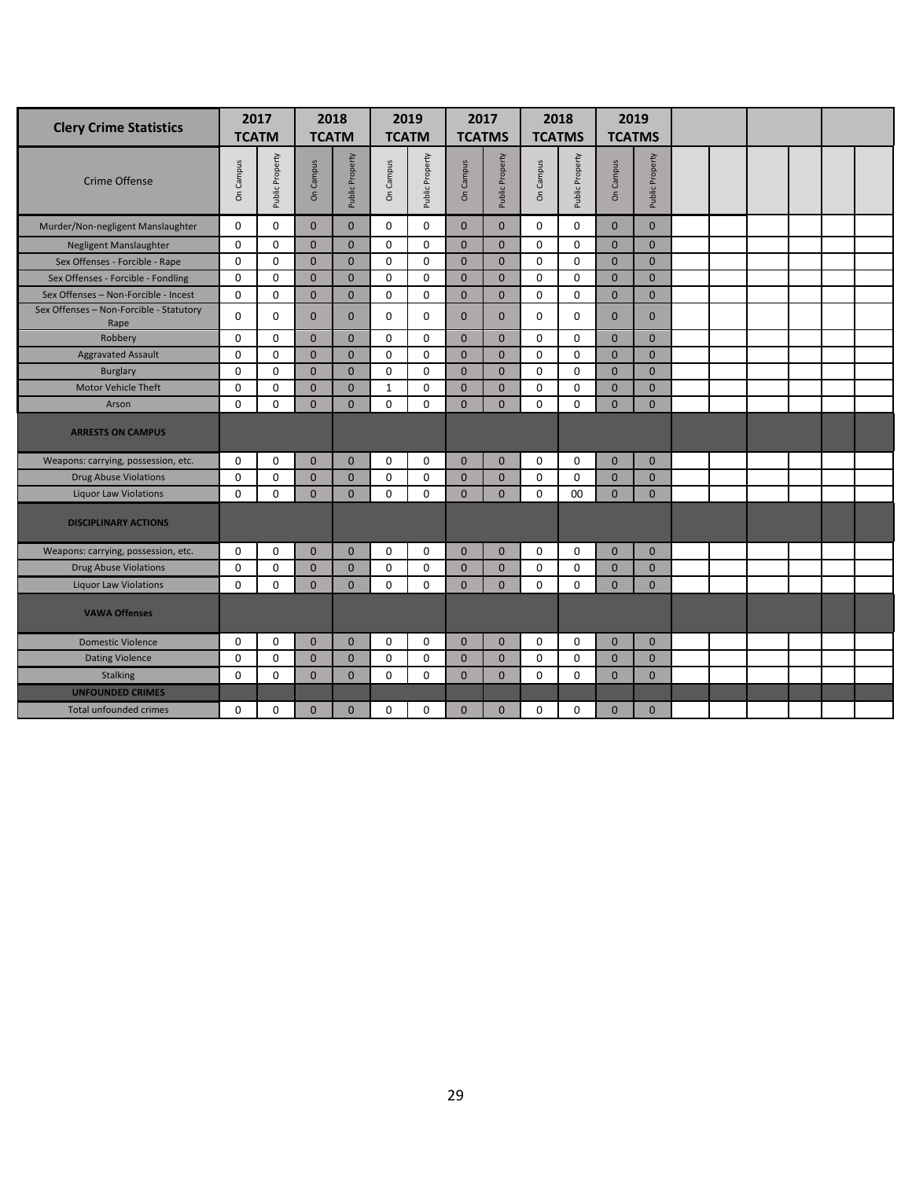| Clery Crime Statistics | 2017 TCATM | | 2018 TCATM | | 2019 TCATM | | 2017 TCATMS | | 2018 TCATMS | | 2019 TCATMS | | | | | | | |
|---|---|---|---|---|---|---|---|---|---|---|---|---|---|---|---|---|---|---|
| Crime Offense | On Campus | Public Property | On Campus | Public Property | On Campus | Public Property | On Campus | Public Property | On Campus | Public Property | On Campus | Public Property | | | | | | |
| Murder/Non-negligent Manslaughter | 0 | 0 | 0 | 0 | 0 | 0 | 0 | 0 | 0 | 0 | 0 | 0 | | | | | | |
| Negligent Manslaughter | 0 | 0 | 0 | 0 | 0 | 0 | 0 | 0 | 0 | 0 | 0 | 0 | | | | | | |
| Sex Offenses - Forcible - Rape | 0 | 0 | 0 | 0 | 0 | 0 | 0 | 0 | 0 | 0 | 0 | 0 | | | | | | |
| Sex Offenses - Forcible - Fondling | 0 | 0 | 0 | 0 | 0 | 0 | 0 | 0 | 0 | 0 | 0 | 0 | | | | | | |
| Sex Offenses – Non-Forcible - Incest | 0 | 0 | 0 | 0 | 0 | 0 | 0 | 0 | 0 | 0 | 0 | 0 | | | | | | |
| Sex Offenses – Non-Forcible - Statutory Rape | 0 | 0 | 0 | 0 | 0 | 0 | 0 | 0 | 0 | 0 | 0 | 0 | | | | | | |
| Robbery | 0 | 0 | 0 | 0 | 0 | 0 | 0 | 0 | 0 | 0 | 0 | 0 | | | | | | |
| Aggravated Assault | 0 | 0 | 0 | 0 | 0 | 0 | 0 | 0 | 0 | 0 | 0 | 0 | | | | | | |
| Burglary | 0 | 0 | 0 | 0 | 0 | 0 | 0 | 0 | 0 | 0 | 0 | 0 | | | | | | |
| Motor Vehicle Theft | 0 | 0 | 0 | 0 | 1 | 0 | 0 | 0 | 0 | 0 | 0 | 0 | | | | | | |
| Arson | 0 | 0 | 0 | 0 | 0 | 0 | 0 | 0 | 0 | 0 | 0 | 0 | | | | | | |
| **ARRESTS ON CAMPUS** | | | | | | | | | | | | | | | | | | |
| Weapons: carrying, possession, etc. | 0 | 0 | 0 | 0 | 0 | 0 | 0 | 0 | 0 | 0 | 0 | 0 | | | | | | |
| Drug Abuse Violations | 0 | 0 | 0 | 0 | 0 | 0 | 0 | 0 | 0 | 0 | 0 | 0 | | | | | | |
| Liquor Law Violations | 0 | 0 | 0 | 0 | 0 | 0 | 0 | 0 | 0 | 00 | 0 | 0 | | | | | | |
| **DISCIPLINARY ACTIONS** | | | | | | | | | | | | | | | | | | |
| Weapons: carrying, possession, etc. | 0 | 0 | 0 | 0 | 0 | 0 | 0 | 0 | 0 | 0 | 0 | 0 | | | | | | |
| Drug Abuse Violations | 0 | 0 | 0 | 0 | 0 | 0 | 0 | 0 | 0 | 0 | 0 | 0 | | | | | | |
| Liquor Law Violations | 0 | 0 | 0 | 0 | 0 | 0 | 0 | 0 | 0 | 0 | 0 | 0 | | | | | | |
| **VAWA Offenses** | | | | | | | | | | | | | | | | | | |
| Domestic Violence | 0 | 0 | 0 | 0 | 0 | 0 | 0 | 0 | 0 | 0 | 0 | 0 | | | | | | |
| Dating Violence | 0 | 0 | 0 | 0 | 0 | 0 | 0 | 0 | 0 | 0 | 0 | 0 | | | | | | |
| Stalking | 0 | 0 | 0 | 0 | 0 | 0 | 0 | 0 | 0 | 0 | 0 | 0 | | | | | | |
| **UNFOUNDED CRIMES** | | | | | | | | | | | | | | | | | | |
| Total unfounded crimes | 0 | 0 | 0 | 0 | 0 | 0 | 0 | 0 | 0 | 0 | 0 | 0 | | | | | | |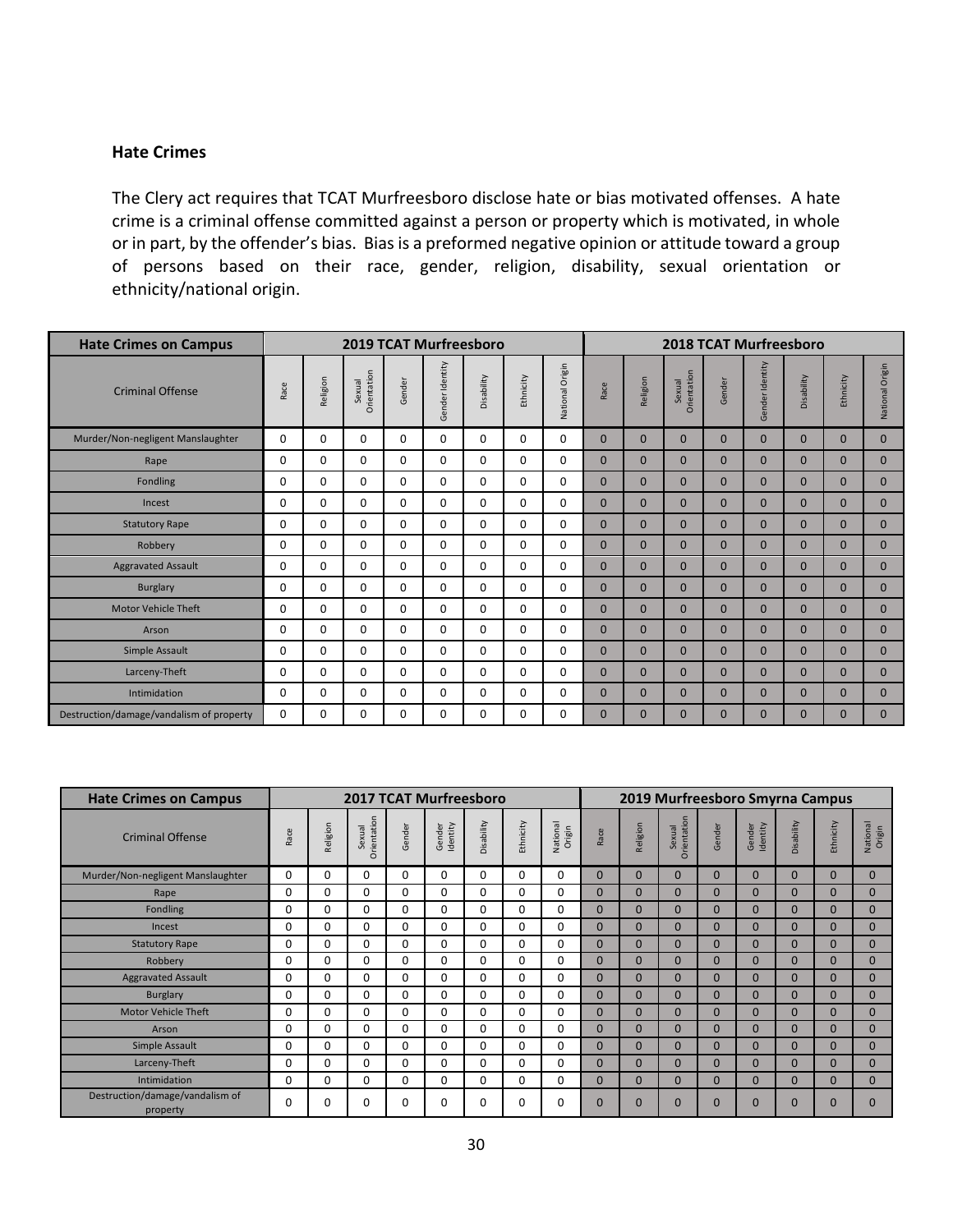### Hate Crimes

The Clery act requires that TCAT Murfreesboro disclose hate or bias motivated offenses. A hate crime is a criminal offense committed against a person or property which is motivated, in whole or in part, by the offender's bias. Bias is a preformed negative opinion or attitude toward a group of persons based on their race, gender, religion, disability, sexual orientation or ethnicity/national origin.

| Hate Crimes on Campus | 2019 TCAT Murfreesboro | | | | | | | | 2018 TCAT Murfreesboro | | | | | | | |
|---|---|---|---|---|---|---|---|---|---|---|---|---|---|---|---|---|
| Criminal Offense | Race | Religion | Sexual Orientation | Gender | Gender Identity | Disability | Ethnicity | National Origin | Race | Religion | Sexual Orientation | Gender | Gender Identity | Disability | Ethnicity | National Origin |
| Murder/Non-negligent Manslaughter | 0 | 0 | 0 | 0 | 0 | 0 | 0 | 0 | 0 | 0 | 0 | 0 | 0 | 0 | 0 | 0 |
| Rape | 0 | 0 | 0 | 0 | 0 | 0 | 0 | 0 | 0 | 0 | 0 | 0 | 0 | 0 | 0 | 0 |
| Fondling | 0 | 0 | 0 | 0 | 0 | 0 | 0 | 0 | 0 | 0 | 0 | 0 | 0 | 0 | 0 | 0 |
| Incest | 0 | 0 | 0 | 0 | 0 | 0 | 0 | 0 | 0 | 0 | 0 | 0 | 0 | 0 | 0 | 0 |
| Statutory Rape | 0 | 0 | 0 | 0 | 0 | 0 | 0 | 0 | 0 | 0 | 0 | 0 | 0 | 0 | 0 | 0 |
| Robbery | 0 | 0 | 0 | 0 | 0 | 0 | 0 | 0 | 0 | 0 | 0 | 0 | 0 | 0 | 0 | 0 |
| Aggravated Assault | 0 | 0 | 0 | 0 | 0 | 0 | 0 | 0 | 0 | 0 | 0 | 0 | 0 | 0 | 0 | 0 |
| Burglary | 0 | 0 | 0 | 0 | 0 | 0 | 0 | 0 | 0 | 0 | 0 | 0 | 0 | 0 | 0 | 0 |
| Motor Vehicle Theft | 0 | 0 | 0 | 0 | 0 | 0 | 0 | 0 | 0 | 0 | 0 | 0 | 0 | 0 | 0 | 0 |
| Arson | 0 | 0 | 0 | 0 | 0 | 0 | 0 | 0 | 0 | 0 | 0 | 0 | 0 | 0 | 0 | 0 |
| Simple Assault | 0 | 0 | 0 | 0 | 0 | 0 | 0 | 0 | 0 | 0 | 0 | 0 | 0 | 0 | 0 | 0 |
| Larceny-Theft | 0 | 0 | 0 | 0 | 0 | 0 | 0 | 0 | 0 | 0 | 0 | 0 | 0 | 0 | 0 | 0 |
| Intimidation | 0 | 0 | 0 | 0 | 0 | 0 | 0 | 0 | 0 | 0 | 0 | 0 | 0 | 0 | 0 | 0 |
| Destruction/damage/vandalism of property | 0 | 0 | 0 | 0 | 0 | 0 | 0 | 0 | 0 | 0 | 0 | 0 | 0 | 0 | 0 | 0 |

| Hate Crimes on Campus | 2017 TCAT Murfreesboro | | | | | | | | 2019 Murfreesboro Smyrna Campus | | | | | | | |
|---|---|---|---|---|---|---|---|---|---|---|---|---|---|---|---|---|
| Criminal Offense | Race | Religion | Sexual Orientation | Gender | Gender Identity | Disability | Ethnicity | National Origin | Race | Religion | Sexual Orientation | Gender | Gender Identity | Disability | Ethnicity | National Origin |
| Murder/Non-negligent Manslaughter | 0 | 0 | 0 | 0 | 0 | 0 | 0 | 0 | 0 | 0 | 0 | 0 | 0 | 0 | 0 | 0 |
| Rape | 0 | 0 | 0 | 0 | 0 | 0 | 0 | 0 | 0 | 0 | 0 | 0 | 0 | 0 | 0 | 0 |
| Fondling | 0 | 0 | 0 | 0 | 0 | 0 | 0 | 0 | 0 | 0 | 0 | 0 | 0 | 0 | 0 | 0 |
| Incest | 0 | 0 | 0 | 0 | 0 | 0 | 0 | 0 | 0 | 0 | 0 | 0 | 0 | 0 | 0 | 0 |
| Statutory Rape | 0 | 0 | 0 | 0 | 0 | 0 | 0 | 0 | 0 | 0 | 0 | 0 | 0 | 0 | 0 | 0 |
| Robbery | 0 | 0 | 0 | 0 | 0 | 0 | 0 | 0 | 0 | 0 | 0 | 0 | 0 | 0 | 0 | 0 |
| Aggravated Assault | 0 | 0 | 0 | 0 | 0 | 0 | 0 | 0 | 0 | 0 | 0 | 0 | 0 | 0 | 0 | 0 |
| Burglary | 0 | 0 | 0 | 0 | 0 | 0 | 0 | 0 | 0 | 0 | 0 | 0 | 0 | 0 | 0 | 0 |
| Motor Vehicle Theft | 0 | 0 | 0 | 0 | 0 | 0 | 0 | 0 | 0 | 0 | 0 | 0 | 0 | 0 | 0 | 0 |
| Arson | 0 | 0 | 0 | 0 | 0 | 0 | 0 | 0 | 0 | 0 | 0 | 0 | 0 | 0 | 0 | 0 |
| Simple Assault | 0 | 0 | 0 | 0 | 0 | 0 | 0 | 0 | 0 | 0 | 0 | 0 | 0 | 0 | 0 | 0 |
| Larceny-Theft | 0 | 0 | 0 | 0 | 0 | 0 | 0 | 0 | 0 | 0 | 0 | 0 | 0 | 0 | 0 | 0 |
| Intimidation | 0 | 0 | 0 | 0 | 0 | 0 | 0 | 0 | 0 | 0 | 0 | 0 | 0 | 0 | 0 | 0 |
| Destruction/damage/vandalism of property | 0 | 0 | 0 | 0 | 0 | 0 | 0 | 0 | 0 | 0 | 0 | 0 | 0 | 0 | 0 | 0 |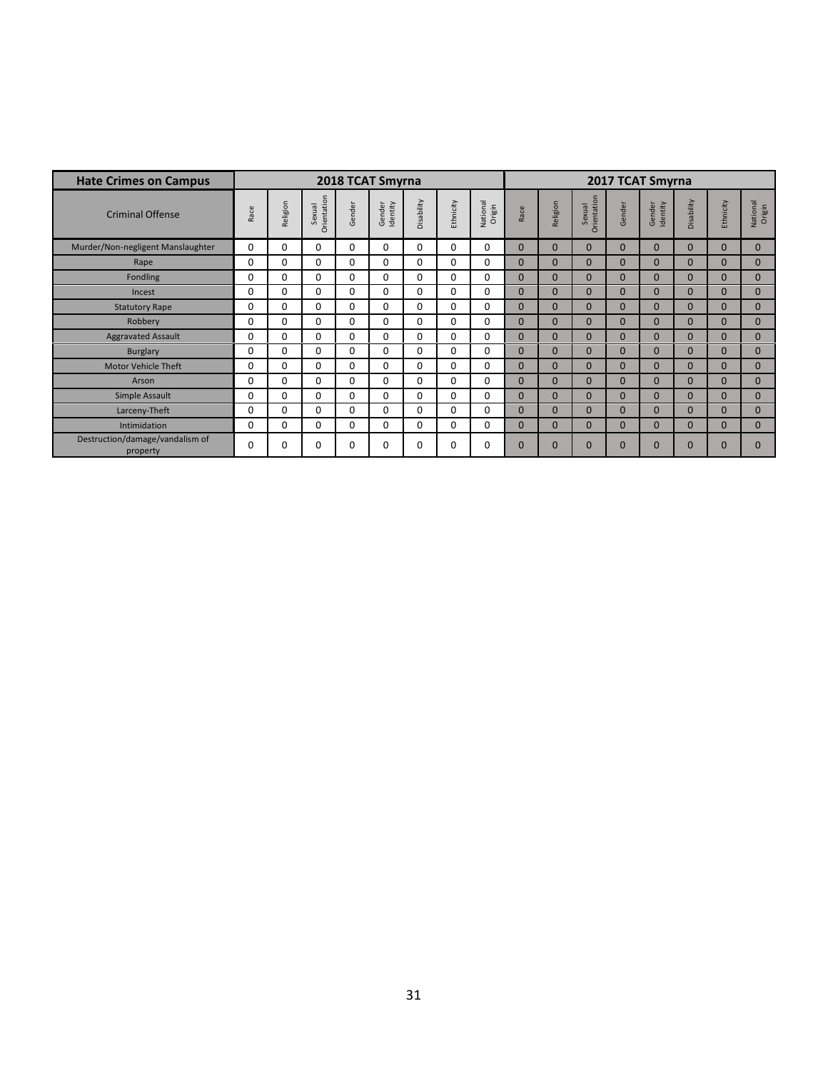| Hate Crimes on Campus | 2018 TCAT Smyrna | | | | | | | | 2017 TCAT Smyrna | | | | | | | |
|---|---|---|---|---|---|---|---|---|---|---|---|---|---|---|---|---|
| Criminal Offense | Race | Religion | Sexual Orientation | Gender | Gender Identity | Disability | Ethnicity | National Origin | Race | Religion | Sexual Orientation | Gender | Gender Identity | Disability | Ethnicity | National Origin |
| Murder/Non-negligent Manslaughter | 0 | 0 | 0 | 0 | 0 | 0 | 0 | 0 | 0 | 0 | 0 | 0 | 0 | 0 | 0 | 0 |
| Rape | 0 | 0 | 0 | 0 | 0 | 0 | 0 | 0 | 0 | 0 | 0 | 0 | 0 | 0 | 0 | 0 |
| Fondling | 0 | 0 | 0 | 0 | 0 | 0 | 0 | 0 | 0 | 0 | 0 | 0 | 0 | 0 | 0 | 0 |
| Incest | 0 | 0 | 0 | 0 | 0 | 0 | 0 | 0 | 0 | 0 | 0 | 0 | 0 | 0 | 0 | 0 |
| Statutory Rape | 0 | 0 | 0 | 0 | 0 | 0 | 0 | 0 | 0 | 0 | 0 | 0 | 0 | 0 | 0 | 0 |
| Robbery | 0 | 0 | 0 | 0 | 0 | 0 | 0 | 0 | 0 | 0 | 0 | 0 | 0 | 0 | 0 | 0 |
| Aggravated Assault | 0 | 0 | 0 | 0 | 0 | 0 | 0 | 0 | 0 | 0 | 0 | 0 | 0 | 0 | 0 | 0 |
| Burglary | 0 | 0 | 0 | 0 | 0 | 0 | 0 | 0 | 0 | 0 | 0 | 0 | 0 | 0 | 0 | 0 |
| Motor Vehicle Theft | 0 | 0 | 0 | 0 | 0 | 0 | 0 | 0 | 0 | 0 | 0 | 0 | 0 | 0 | 0 | 0 |
| Arson | 0 | 0 | 0 | 0 | 0 | 0 | 0 | 0 | 0 | 0 | 0 | 0 | 0 | 0 | 0 | 0 |
| Simple Assault | 0 | 0 | 0 | 0 | 0 | 0 | 0 | 0 | 0 | 0 | 0 | 0 | 0 | 0 | 0 | 0 |
| Larceny-Theft | 0 | 0 | 0 | 0 | 0 | 0 | 0 | 0 | 0 | 0 | 0 | 0 | 0 | 0 | 0 | 0 |
| Intimidation | 0 | 0 | 0 | 0 | 0 | 0 | 0 | 0 | 0 | 0 | 0 | 0 | 0 | 0 | 0 | 0 |
| Destruction/damage/vandalism of property | 0 | 0 | 0 | 0 | 0 | 0 | 0 | 0 | 0 | 0 | 0 | 0 | 0 | 0 | 0 | 0 |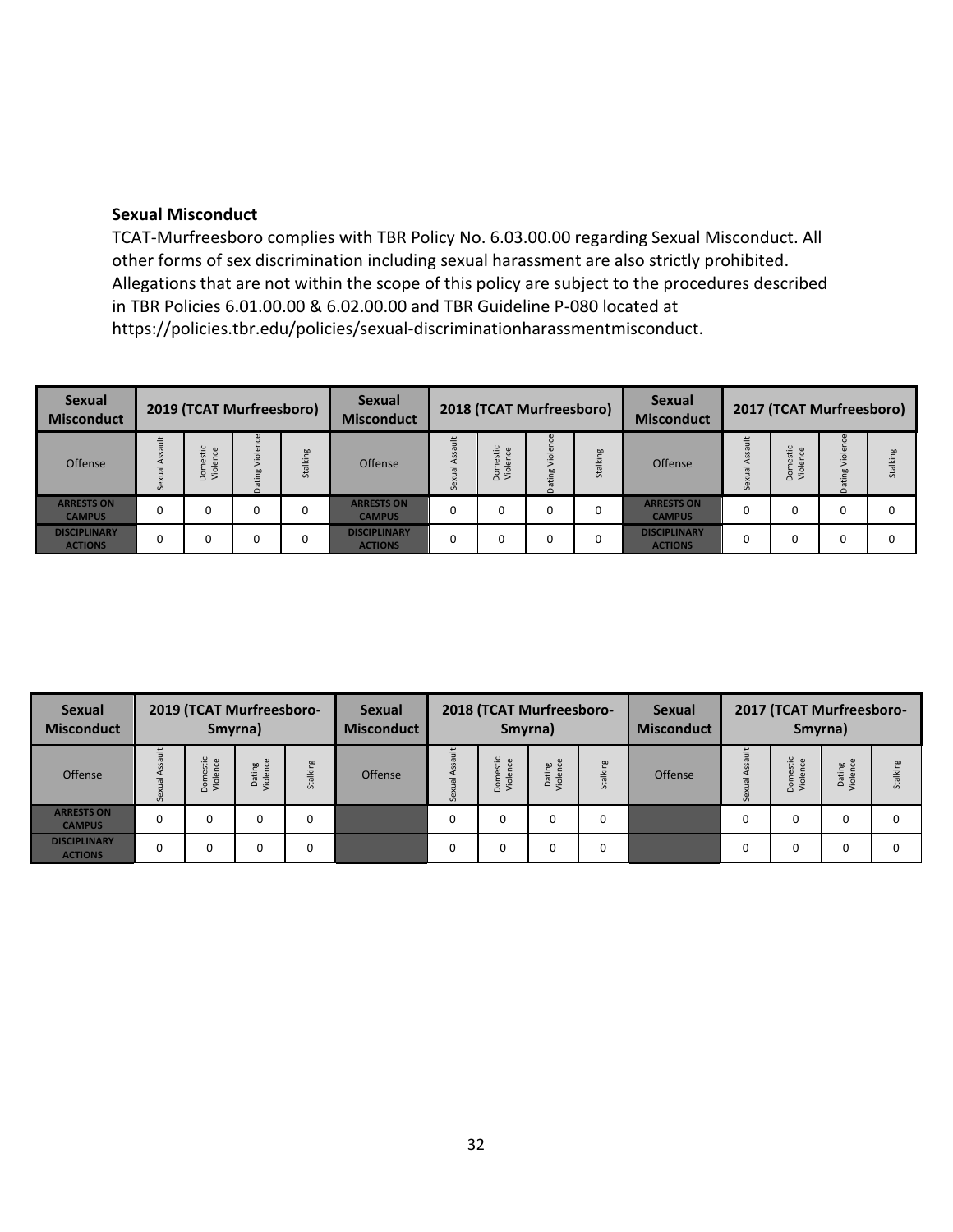**Sexual Misconduct**

TCAT-Murfreesboro complies with TBR Policy No. 6.03.00.00 regarding Sexual Misconduct. All other forms of sex discrimination including sexual harassment are also strictly prohibited. Allegations that are not within the scope of this policy are subject to the procedures described in TBR Policies 6.01.00.00 & 6.02.00.00 and TBR Guideline P-080 located at https://policies.tbr.edu/policies/sexual-discriminationharassmentmisconduct.

| Sexual Misconduct | 2019 (TCAT Murfreesboro) | | | | Sexual Misconduct | 2018 (TCAT Murfreesboro) | | | | Sexual Misconduct | 2017 (TCAT Murfreesboro) | | | |
|---|---|---|---|---|---|---|---|---|---|---|---|---|---|---|
| Offense | Sexual Assault | Domestic Violence | Dating Violence | Stalking | Offense | Sexual Assault | Domestic Violence | Dating Violence | Stalking | Offense | Sexual Assault | Domestic Violence | Dating Violence | Stalking |
| ARRESTS ON CAMPUS | 0 | 0 | 0 | 0 | ARRESTS ON CAMPUS | 0 | 0 | 0 | 0 | ARRESTS ON CAMPUS | 0 | 0 | 0 | 0 |
| DISCIPLINARY ACTIONS | 0 | 0 | 0 | 0 | DISCIPLINARY ACTIONS | 0 | 0 | 0 | 0 | DISCIPLINARY ACTIONS | 0 | 0 | 0 | 0 |

| Sexual Misconduct | 2019 (TCAT Murfreesboro-Smyrna) | | | | Sexual Misconduct | 2018 (TCAT Murfreesboro-Smyrna) | | | | Sexual Misconduct | 2017 (TCAT Murfreesboro-Smyrna) | | | |
|---|---|---|---|---|---|---|---|---|---|---|---|---|---|---|
| Offense | Sexual Assault | Domestic Violence | Dating Violence | Stalking | Offense | Sexual Assault | Domestic Violence | Dating Violence | Stalking | Offense | Sexual Assault | Domestic Violence | Dating Violence | Stalking |
| ARRESTS ON CAMPUS | 0 | 0 | 0 | 0 | | 0 | 0 | 0 | 0 | | 0 | 0 | 0 | 0 |
| DISCIPLINARY ACTIONS | 0 | 0 | 0 | 0 | | 0 | 0 | 0 | 0 | | 0 | 0 | 0 | 0 |